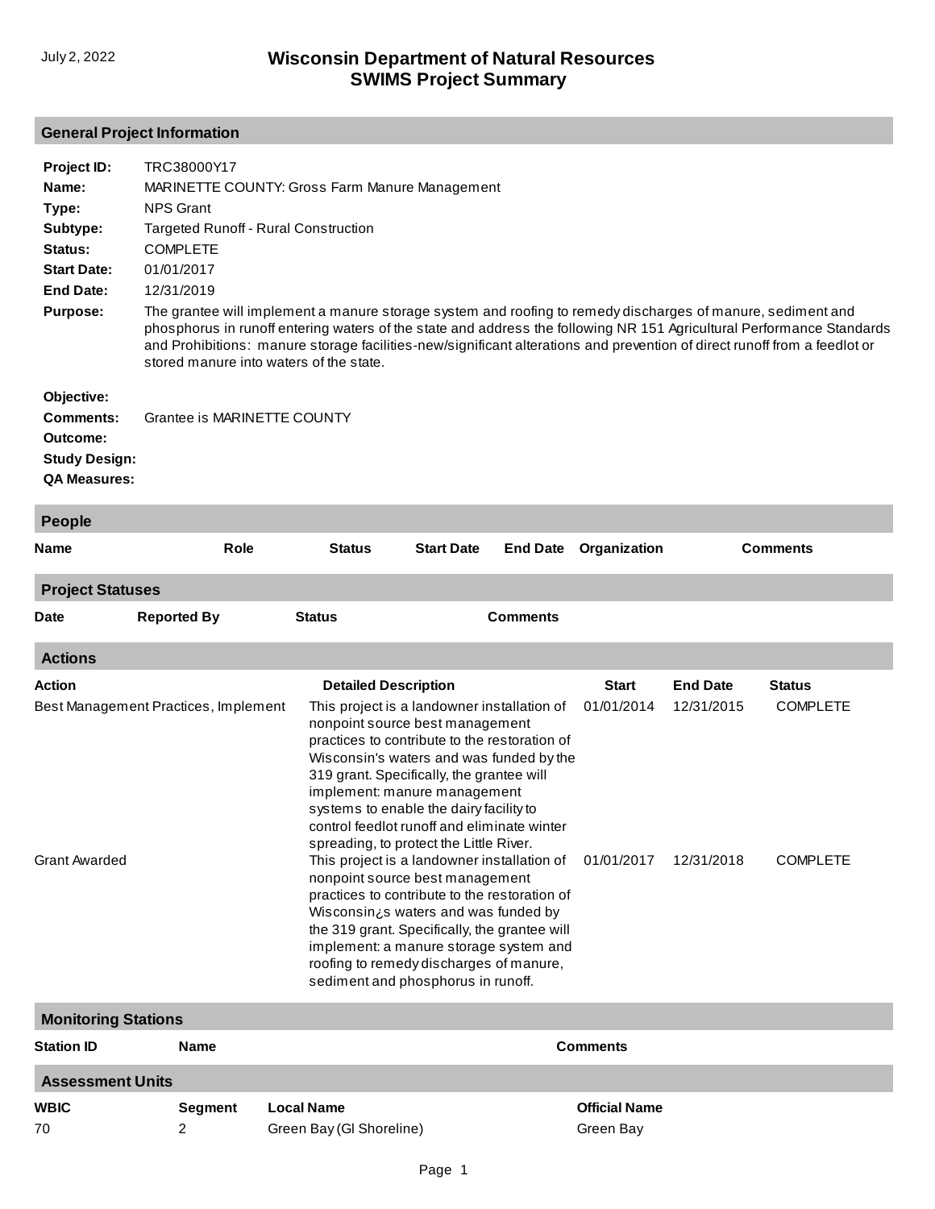July 2, 2022

# Wisconsin Department of Natural Resources
# SWIMS Project Summary

## General Project Information

**Project ID:** TRC38000Y17

**Name:** MARINETTE COUNTY: Gross Farm Manure Management

**Type:** NPS Grant

**Subtype:** Targeted Runoff - Rural Construction

**Status:** COMPLETE

**Start Date:** 01/01/2017

**End Date:** 12/31/2019

**Purpose:** The grantee will implement a manure storage system and roofing to remedy discharges of manure, sediment and phosphorus in runoff entering waters of the state and address the following NR 151 Agricultural Performance Standards and Prohibitions: manure storage facilities-new/significant alterations and prevention of direct runoff from a feedlot or stored manure into waters of the state.

**Objective:**

**Comments:** Grantee is MARINETTE COUNTY

**Outcome:**

**Study Design:**

**QA Measures:**

## People

| Name | Role | Status | Start Date | End Date | Organization | Comments |
|---|---|---|---|---|---|---|

## Project Statuses

| Date | Reported By | Status | Comments |
|---|---|---|---|

## Actions

| Action | Detailed Description | Start | End Date | Status |
|---|---|---|---|---|
| Best Management Practices, Implement | This project is a landowner installation of nonpoint source best management practices to contribute to the restoration of Wisconsin's waters and was funded by the 319 grant. Specifically, the grantee will implement: manure management systems to enable the dairy facility to control feedlot runoff and eliminate winter spreading, to protect the Little River. | 01/01/2014 | 12/31/2015 | COMPLETE |
| Grant Awarded | This project is a landowner installation of nonpoint source best management practices to contribute to the restoration of Wisconsin¿s waters and was funded by the 319 grant. Specifically, the grantee will implement: a manure storage system and roofing to remedy discharges of manure, sediment and phosphorus in runoff. | 01/01/2017 | 12/31/2018 | COMPLETE |

## Monitoring Stations

| Station ID | Name | Comments |
|---|---|---|

## Assessment Units

| WBIC | Segment | Local Name | Official Name |
|---|---|---|---|
| 70 | 2 | Green Bay (Gl Shoreline) | Green Bay |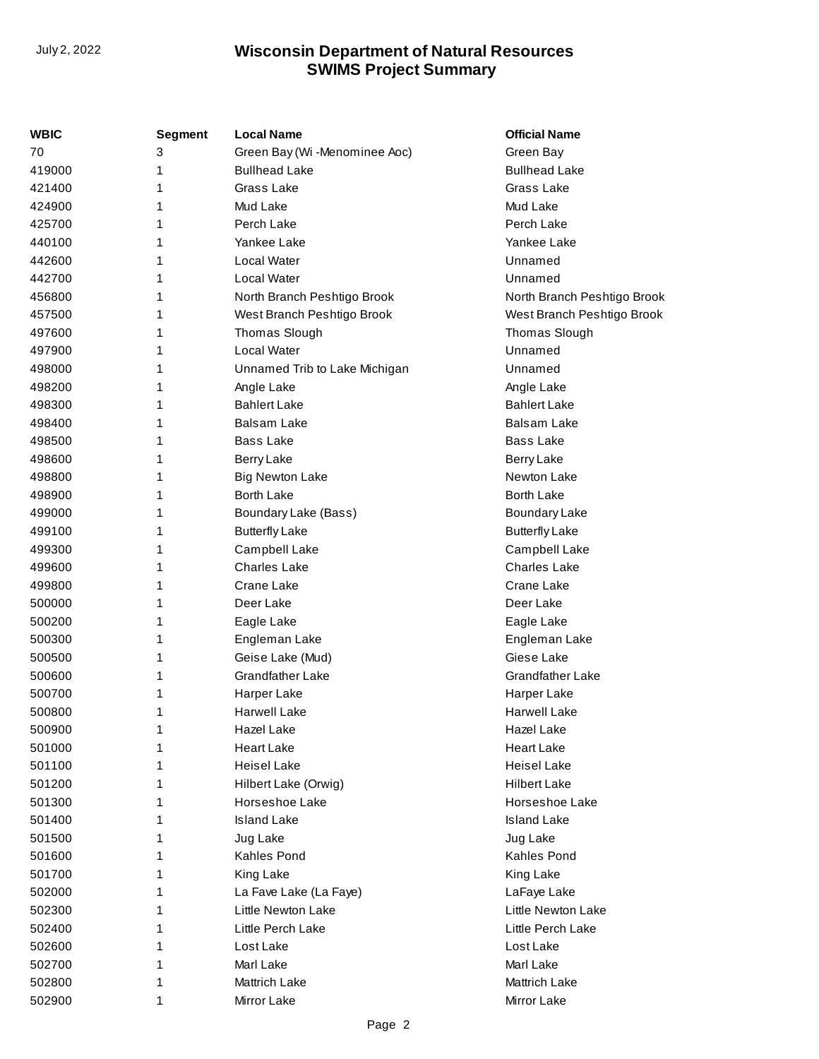| WBIC | Segment | Local Name | Official Name |
| --- | --- | --- | --- |
| 70 | 3 | Green Bay (Wi -Menominee Aoc) | Green Bay |
| 419000 | 1 | Bullhead Lake | Bullhead Lake |
| 421400 | 1 | Grass Lake | Grass Lake |
| 424900 | 1 | Mud Lake | Mud Lake |
| 425700 | 1 | Perch Lake | Perch Lake |
| 440100 | 1 | Yankee Lake | Yankee Lake |
| 442600 | 1 | Local Water | Unnamed |
| 442700 | 1 | Local Water | Unnamed |
| 456800 | 1 | North Branch Peshtigo Brook | North Branch Peshtigo Brook |
| 457500 | 1 | West Branch Peshtigo Brook | West Branch Peshtigo Brook |
| 497600 | 1 | Thomas Slough | Thomas Slough |
| 497900 | 1 | Local Water | Unnamed |
| 498000 | 1 | Unnamed Trib to Lake Michigan | Unnamed |
| 498200 | 1 | Angle Lake | Angle Lake |
| 498300 | 1 | Bahlert Lake | Bahlert Lake |
| 498400 | 1 | Balsam Lake | Balsam Lake |
| 498500 | 1 | Bass Lake | Bass Lake |
| 498600 | 1 | Berry Lake | Berry Lake |
| 498800 | 1 | Big Newton Lake | Newton Lake |
| 498900 | 1 | Borth Lake | Borth Lake |
| 499000 | 1 | Boundary Lake (Bass) | Boundary Lake |
| 499100 | 1 | Butterfly Lake | Butterfly Lake |
| 499300 | 1 | Campbell Lake | Campbell Lake |
| 499600 | 1 | Charles Lake | Charles Lake |
| 499800 | 1 | Crane Lake | Crane Lake |
| 500000 | 1 | Deer Lake | Deer Lake |
| 500200 | 1 | Eagle Lake | Eagle Lake |
| 500300 | 1 | Engleman Lake | Engleman Lake |
| 500500 | 1 | Geise Lake (Mud) | Giese Lake |
| 500600 | 1 | Grandfather Lake | Grandfather Lake |
| 500700 | 1 | Harper Lake | Harper Lake |
| 500800 | 1 | Harwell Lake | Harwell Lake |
| 500900 | 1 | Hazel Lake | Hazel Lake |
| 501000 | 1 | Heart Lake | Heart Lake |
| 501100 | 1 | Heisel Lake | Heisel Lake |
| 501200 | 1 | Hilbert Lake (Orwig) | Hilbert Lake |
| 501300 | 1 | Horseshoe Lake | Horseshoe Lake |
| 501400 | 1 | Island Lake | Island Lake |
| 501500 | 1 | Jug Lake | Jug Lake |
| 501600 | 1 | Kahles Pond | Kahles Pond |
| 501700 | 1 | King Lake | King Lake |
| 502000 | 1 | La Fave Lake (La Faye) | LaFaye Lake |
| 502300 | 1 | Little Newton Lake | Little Newton Lake |
| 502400 | 1 | Little Perch Lake | Little Perch Lake |
| 502600 | 1 | Lost Lake | Lost Lake |
| 502700 | 1 | Marl Lake | Marl Lake |
| 502800 | 1 | Mattrich Lake | Mattrich Lake |
| 502900 | 1 | Mirror Lake | Mirror Lake |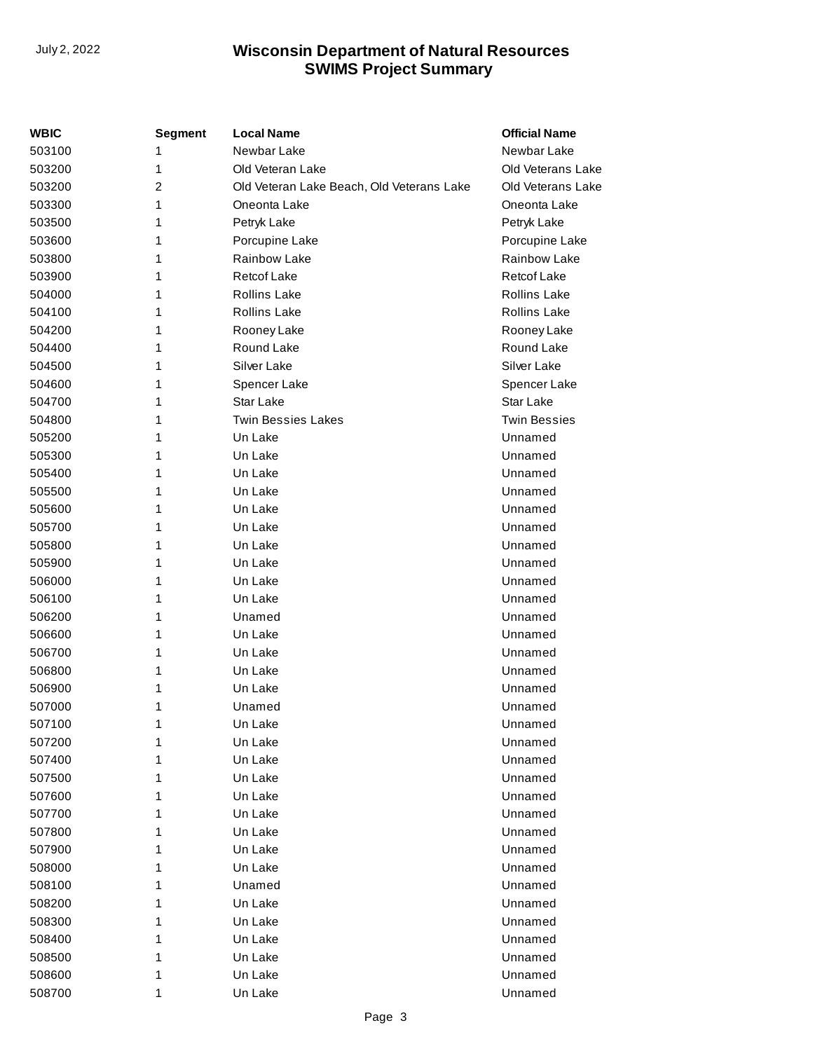| WBIC | Segment | Local Name | Official Name |
| --- | --- | --- | --- |
| 503100 | 1 | Newbar Lake | Newbar Lake |
| 503200 | 1 | Old Veteran Lake | Old Veterans Lake |
| 503200 | 2 | Old Veteran Lake Beach, Old Veterans Lake | Old Veterans Lake |
| 503300 | 1 | Oneonta Lake | Oneonta Lake |
| 503500 | 1 | Petryk Lake | Petryk Lake |
| 503600 | 1 | Porcupine Lake | Porcupine Lake |
| 503800 | 1 | Rainbow Lake | Rainbow Lake |
| 503900 | 1 | Retcof Lake | Retcof Lake |
| 504000 | 1 | Rollins Lake | Rollins Lake |
| 504100 | 1 | Rollins Lake | Rollins Lake |
| 504200 | 1 | Rooney Lake | Rooney Lake |
| 504400 | 1 | Round Lake | Round Lake |
| 504500 | 1 | Silver Lake | Silver Lake |
| 504600 | 1 | Spencer Lake | Spencer Lake |
| 504700 | 1 | Star Lake | Star Lake |
| 504800 | 1 | Twin Bessies Lakes | Twin Bessies |
| 505200 | 1 | Un Lake | Unnamed |
| 505300 | 1 | Un Lake | Unnamed |
| 505400 | 1 | Un Lake | Unnamed |
| 505500 | 1 | Un Lake | Unnamed |
| 505600 | 1 | Un Lake | Unnamed |
| 505700 | 1 | Un Lake | Unnamed |
| 505800 | 1 | Un Lake | Unnamed |
| 505900 | 1 | Un Lake | Unnamed |
| 506000 | 1 | Un Lake | Unnamed |
| 506100 | 1 | Un Lake | Unnamed |
| 506200 | 1 | Unamed | Unnamed |
| 506600 | 1 | Un Lake | Unnamed |
| 506700 | 1 | Un Lake | Unnamed |
| 506800 | 1 | Un Lake | Unnamed |
| 506900 | 1 | Un Lake | Unnamed |
| 507000 | 1 | Unamed | Unnamed |
| 507100 | 1 | Un Lake | Unnamed |
| 507200 | 1 | Un Lake | Unnamed |
| 507400 | 1 | Un Lake | Unnamed |
| 507500 | 1 | Un Lake | Unnamed |
| 507600 | 1 | Un Lake | Unnamed |
| 507700 | 1 | Un Lake | Unnamed |
| 507800 | 1 | Un Lake | Unnamed |
| 507900 | 1 | Un Lake | Unnamed |
| 508000 | 1 | Un Lake | Unnamed |
| 508100 | 1 | Unamed | Unnamed |
| 508200 | 1 | Un Lake | Unnamed |
| 508300 | 1 | Un Lake | Unnamed |
| 508400 | 1 | Un Lake | Unnamed |
| 508500 | 1 | Un Lake | Unnamed |
| 508600 | 1 | Un Lake | Unnamed |
| 508700 | 1 | Un Lake | Unnamed |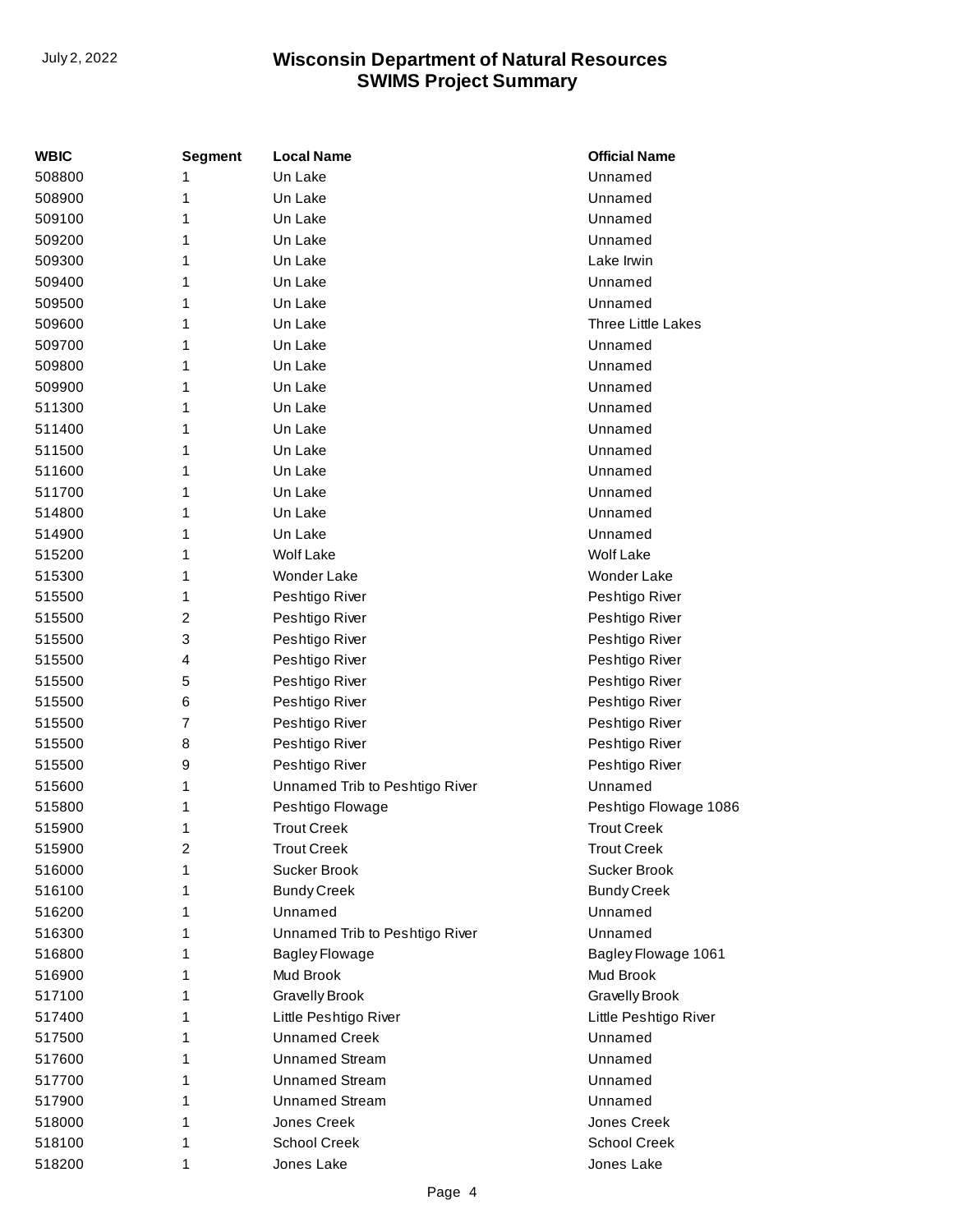| WBIC | Segment | Local Name | Official Name |
|---|---|---|---|
| 508800 | 1 | Un Lake | Unnamed |
| 508900 | 1 | Un Lake | Unnamed |
| 509100 | 1 | Un Lake | Unnamed |
| 509200 | 1 | Un Lake | Unnamed |
| 509300 | 1 | Un Lake | Lake Irwin |
| 509400 | 1 | Un Lake | Unnamed |
| 509500 | 1 | Un Lake | Unnamed |
| 509600 | 1 | Un Lake | Three Little Lakes |
| 509700 | 1 | Un Lake | Unnamed |
| 509800 | 1 | Un Lake | Unnamed |
| 509900 | 1 | Un Lake | Unnamed |
| 511300 | 1 | Un Lake | Unnamed |
| 511400 | 1 | Un Lake | Unnamed |
| 511500 | 1 | Un Lake | Unnamed |
| 511600 | 1 | Un Lake | Unnamed |
| 511700 | 1 | Un Lake | Unnamed |
| 514800 | 1 | Un Lake | Unnamed |
| 514900 | 1 | Un Lake | Unnamed |
| 515200 | 1 | Wolf Lake | Wolf Lake |
| 515300 | 1 | Wonder Lake | Wonder Lake |
| 515500 | 1 | Peshtigo River | Peshtigo River |
| 515500 | 2 | Peshtigo River | Peshtigo River |
| 515500 | 3 | Peshtigo River | Peshtigo River |
| 515500 | 4 | Peshtigo River | Peshtigo River |
| 515500 | 5 | Peshtigo River | Peshtigo River |
| 515500 | 6 | Peshtigo River | Peshtigo River |
| 515500 | 7 | Peshtigo River | Peshtigo River |
| 515500 | 8 | Peshtigo River | Peshtigo River |
| 515500 | 9 | Peshtigo River | Peshtigo River |
| 515600 | 1 | Unnamed Trib to Peshtigo River | Unnamed |
| 515800 | 1 | Peshtigo Flowage | Peshtigo Flowage 1086 |
| 515900 | 1 | Trout Creek | Trout Creek |
| 515900 | 2 | Trout Creek | Trout Creek |
| 516000 | 1 | Sucker Brook | Sucker Brook |
| 516100 | 1 | Bundy Creek | Bundy Creek |
| 516200 | 1 | Unnamed | Unnamed |
| 516300 | 1 | Unnamed Trib to Peshtigo River | Unnamed |
| 516800 | 1 | Bagley Flowage | Bagley Flowage 1061 |
| 516900 | 1 | Mud Brook | Mud Brook |
| 517100 | 1 | Gravelly Brook | Gravelly Brook |
| 517400 | 1 | Little Peshtigo River | Little Peshtigo River |
| 517500 | 1 | Unnamed Creek | Unnamed |
| 517600 | 1 | Unnamed Stream | Unnamed |
| 517700 | 1 | Unnamed Stream | Unnamed |
| 517900 | 1 | Unnamed Stream | Unnamed |
| 518000 | 1 | Jones Creek | Jones Creek |
| 518100 | 1 | School Creek | School Creek |
| 518200 | 1 | Jones Lake | Jones Lake |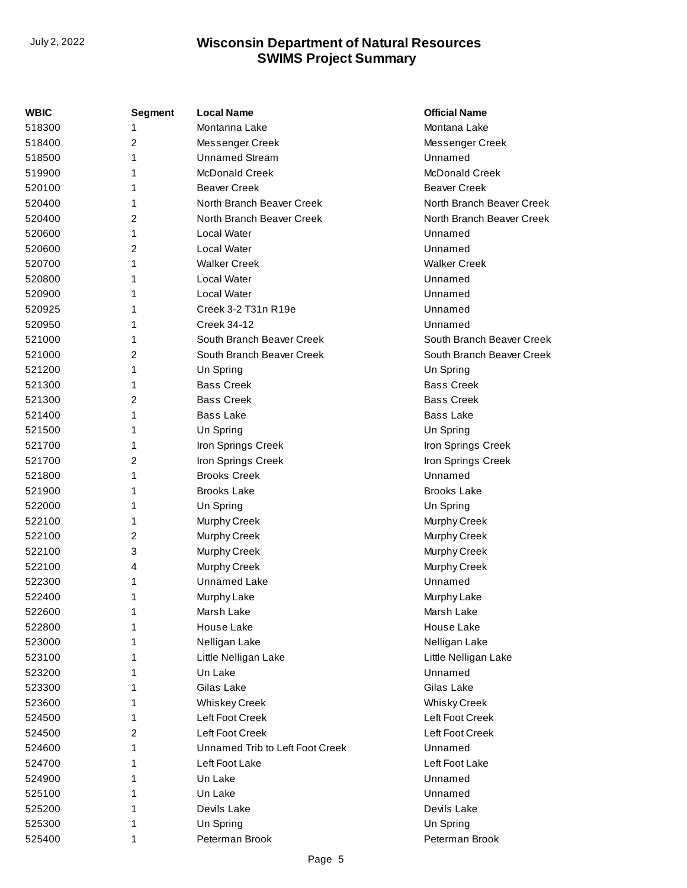| WBIC | Segment | Local Name | Official Name |
|---|---|---|---|
| 518300 | 1 | Montanna Lake | Montana Lake |
| 518400 | 2 | Messenger Creek | Messenger Creek |
| 518500 | 1 | Unnamed Stream | Unnamed |
| 519900 | 1 | McDonald Creek | McDonald Creek |
| 520100 | 1 | Beaver Creek | Beaver Creek |
| 520400 | 1 | North Branch Beaver Creek | North Branch Beaver Creek |
| 520400 | 2 | North Branch Beaver Creek | North Branch Beaver Creek |
| 520600 | 1 | Local Water | Unnamed |
| 520600 | 2 | Local Water | Unnamed |
| 520700 | 1 | Walker Creek | Walker Creek |
| 520800 | 1 | Local Water | Unnamed |
| 520900 | 1 | Local Water | Unnamed |
| 520925 | 1 | Creek 3-2 T31n R19e | Unnamed |
| 520950 | 1 | Creek 34-12 | Unnamed |
| 521000 | 1 | South Branch Beaver Creek | South Branch Beaver Creek |
| 521000 | 2 | South Branch Beaver Creek | South Branch Beaver Creek |
| 521200 | 1 | Un Spring | Un Spring |
| 521300 | 1 | Bass Creek | Bass Creek |
| 521300 | 2 | Bass Creek | Bass Creek |
| 521400 | 1 | Bass Lake | Bass Lake |
| 521500 | 1 | Un Spring | Un Spring |
| 521700 | 1 | Iron Springs Creek | Iron Springs Creek |
| 521700 | 2 | Iron Springs Creek | Iron Springs Creek |
| 521800 | 1 | Brooks Creek | Unnamed |
| 521900 | 1 | Brooks Lake | Brooks Lake |
| 522000 | 1 | Un Spring | Un Spring |
| 522100 | 1 | Murphy Creek | Murphy Creek |
| 522100 | 2 | Murphy Creek | Murphy Creek |
| 522100 | 3 | Murphy Creek | Murphy Creek |
| 522100 | 4 | Murphy Creek | Murphy Creek |
| 522300 | 1 | Unnamed Lake | Unnamed |
| 522400 | 1 | Murphy Lake | Murphy Lake |
| 522600 | 1 | Marsh Lake | Marsh Lake |
| 522800 | 1 | House Lake | House Lake |
| 523000 | 1 | Nelligan Lake | Nelligan Lake |
| 523100 | 1 | Little Nelligan Lake | Little Nelligan Lake |
| 523200 | 1 | Un Lake | Unnamed |
| 523300 | 1 | Gilas Lake | Gilas Lake |
| 523600 | 1 | Whiskey Creek | Whisky Creek |
| 524500 | 1 | Left Foot Creek | Left Foot Creek |
| 524500 | 2 | Left Foot Creek | Left Foot Creek |
| 524600 | 1 | Unnamed Trib to Left Foot Creek | Unnamed |
| 524700 | 1 | Left Foot Lake | Left Foot Lake |
| 524900 | 1 | Un Lake | Unnamed |
| 525100 | 1 | Un Lake | Unnamed |
| 525200 | 1 | Devils Lake | Devils Lake |
| 525300 | 1 | Un Spring | Un Spring |
| 525400 | 1 | Peterman Brook | Peterman Brook |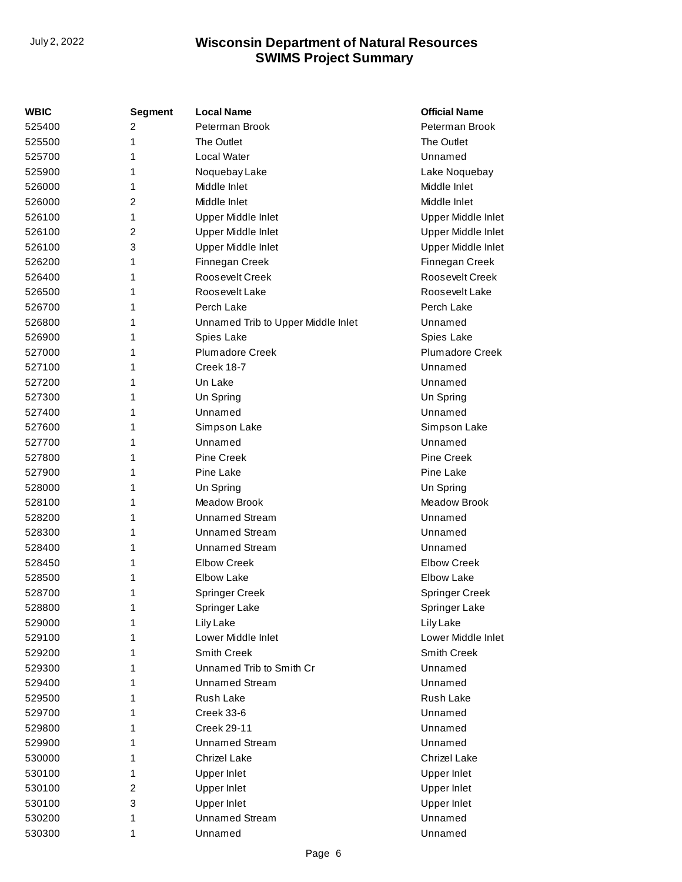| WBIC | Segment | Local Name | Official Name |
| --- | --- | --- | --- |
| 525400 | 2 | Peterman Brook | Peterman Brook |
| 525500 | 1 | The Outlet | The Outlet |
| 525700 | 1 | Local Water | Unnamed |
| 525900 | 1 | Noquebay Lake | Lake Noquebay |
| 526000 | 1 | Middle Inlet | Middle Inlet |
| 526000 | 2 | Middle Inlet | Middle Inlet |
| 526100 | 1 | Upper Middle Inlet | Upper Middle Inlet |
| 526100 | 2 | Upper Middle Inlet | Upper Middle Inlet |
| 526100 | 3 | Upper Middle Inlet | Upper Middle Inlet |
| 526200 | 1 | Finnegan Creek | Finnegan Creek |
| 526400 | 1 | Roosevelt Creek | Roosevelt Creek |
| 526500 | 1 | Roosevelt Lake | Roosevelt Lake |
| 526700 | 1 | Perch Lake | Perch Lake |
| 526800 | 1 | Unnamed Trib to Upper Middle Inlet | Unnamed |
| 526900 | 1 | Spies Lake | Spies Lake |
| 527000 | 1 | Plumadore Creek | Plumadore Creek |
| 527100 | 1 | Creek 18-7 | Unnamed |
| 527200 | 1 | Un Lake | Unnamed |
| 527300 | 1 | Un Spring | Un Spring |
| 527400 | 1 | Unnamed | Unnamed |
| 527600 | 1 | Simpson Lake | Simpson Lake |
| 527700 | 1 | Unnamed | Unnamed |
| 527800 | 1 | Pine Creek | Pine Creek |
| 527900 | 1 | Pine Lake | Pine Lake |
| 528000 | 1 | Un Spring | Un Spring |
| 528100 | 1 | Meadow Brook | Meadow Brook |
| 528200 | 1 | Unnamed Stream | Unnamed |
| 528300 | 1 | Unnamed Stream | Unnamed |
| 528400 | 1 | Unnamed Stream | Unnamed |
| 528450 | 1 | Elbow Creek | Elbow Creek |
| 528500 | 1 | Elbow Lake | Elbow Lake |
| 528700 | 1 | Springer Creek | Springer Creek |
| 528800 | 1 | Springer Lake | Springer Lake |
| 529000 | 1 | Lily Lake | Lily Lake |
| 529100 | 1 | Lower Middle Inlet | Lower Middle Inlet |
| 529200 | 1 | Smith Creek | Smith Creek |
| 529300 | 1 | Unnamed Trib to Smith Cr | Unnamed |
| 529400 | 1 | Unnamed Stream | Unnamed |
| 529500 | 1 | Rush Lake | Rush Lake |
| 529700 | 1 | Creek 33-6 | Unnamed |
| 529800 | 1 | Creek 29-11 | Unnamed |
| 529900 | 1 | Unnamed Stream | Unnamed |
| 530000 | 1 | Chrizel Lake | Chrizel Lake |
| 530100 | 1 | Upper Inlet | Upper Inlet |
| 530100 | 2 | Upper Inlet | Upper Inlet |
| 530100 | 3 | Upper Inlet | Upper Inlet |
| 530200 | 1 | Unnamed Stream | Unnamed |
| 530300 | 1 | Unnamed | Unnamed |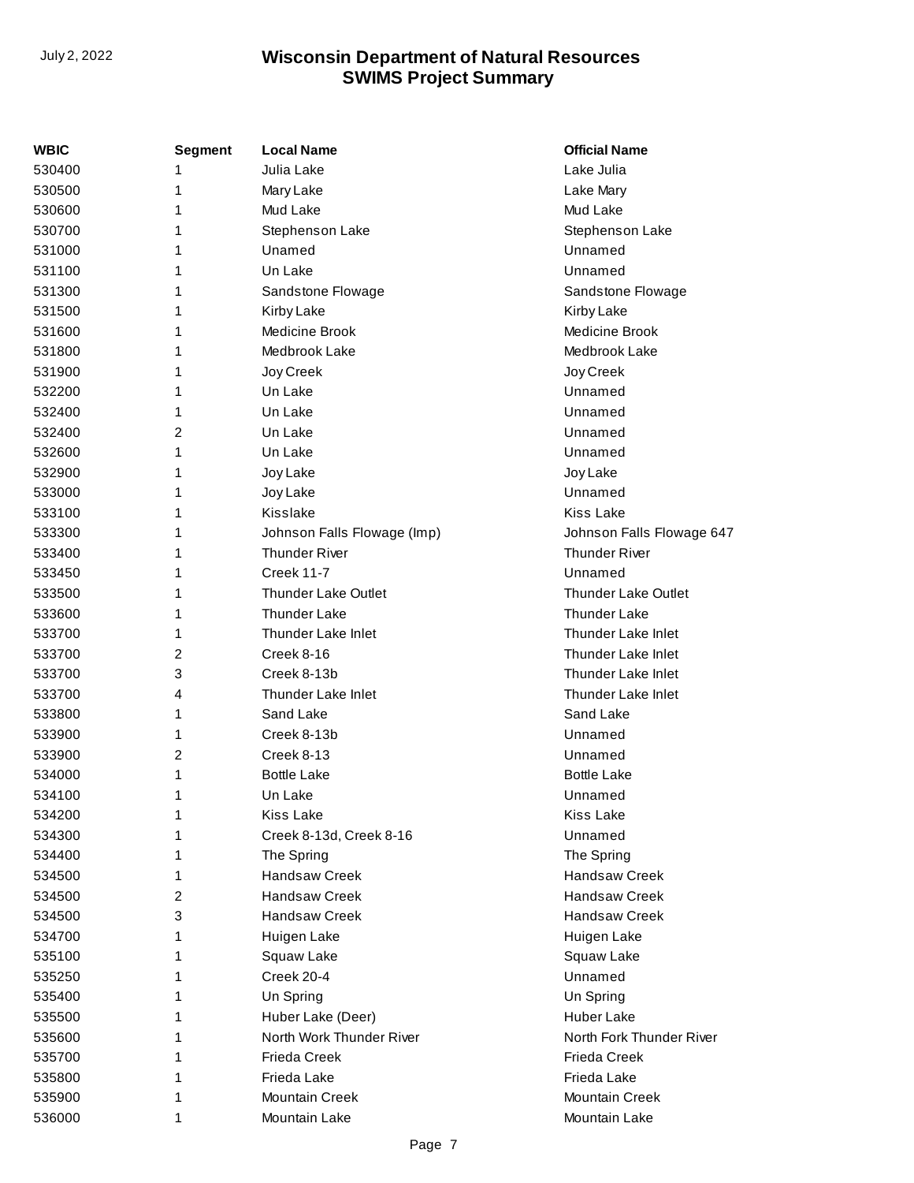| WBIC | Segment | Local Name | Official Name |
|---|---|---|---|
| 530400 | 1 | Julia Lake | Lake Julia |
| 530500 | 1 | Mary Lake | Lake Mary |
| 530600 | 1 | Mud Lake | Mud Lake |
| 530700 | 1 | Stephenson Lake | Stephenson Lake |
| 531000 | 1 | Unamed | Unnamed |
| 531100 | 1 | Un Lake | Unnamed |
| 531300 | 1 | Sandstone Flowage | Sandstone Flowage |
| 531500 | 1 | Kirby Lake | Kirby Lake |
| 531600 | 1 | Medicine Brook | Medicine Brook |
| 531800 | 1 | Medbrook Lake | Medbrook Lake |
| 531900 | 1 | Joy Creek | Joy Creek |
| 532200 | 1 | Un Lake | Unnamed |
| 532400 | 1 | Un Lake | Unnamed |
| 532400 | 2 | Un Lake | Unnamed |
| 532600 | 1 | Un Lake | Unnamed |
| 532900 | 1 | Joy Lake | Joy Lake |
| 533000 | 1 | Joy Lake | Unnamed |
| 533100 | 1 | Kisslake | Kiss Lake |
| 533300 | 1 | Johnson Falls Flowage (Imp) | Johnson Falls Flowage 647 |
| 533400 | 1 | Thunder River | Thunder River |
| 533450 | 1 | Creek 11-7 | Unnamed |
| 533500 | 1 | Thunder Lake Outlet | Thunder Lake Outlet |
| 533600 | 1 | Thunder Lake | Thunder Lake |
| 533700 | 1 | Thunder Lake Inlet | Thunder Lake Inlet |
| 533700 | 2 | Creek 8-16 | Thunder Lake Inlet |
| 533700 | 3 | Creek 8-13b | Thunder Lake Inlet |
| 533700 | 4 | Thunder Lake Inlet | Thunder Lake Inlet |
| 533800 | 1 | Sand Lake | Sand Lake |
| 533900 | 1 | Creek 8-13b | Unnamed |
| 533900 | 2 | Creek 8-13 | Unnamed |
| 534000 | 1 | Bottle Lake | Bottle Lake |
| 534100 | 1 | Un Lake | Unnamed |
| 534200 | 1 | Kiss Lake | Kiss Lake |
| 534300 | 1 | Creek 8-13d, Creek 8-16 | Unnamed |
| 534400 | 1 | The Spring | The Spring |
| 534500 | 1 | Handsaw Creek | Handsaw Creek |
| 534500 | 2 | Handsaw Creek | Handsaw Creek |
| 534500 | 3 | Handsaw Creek | Handsaw Creek |
| 534700 | 1 | Huigen Lake | Huigen Lake |
| 535100 | 1 | Squaw Lake | Squaw Lake |
| 535250 | 1 | Creek 20-4 | Unnamed |
| 535400 | 1 | Un Spring | Un Spring |
| 535500 | 1 | Huber Lake (Deer) | Huber Lake |
| 535600 | 1 | North Work Thunder River | North Fork Thunder River |
| 535700 | 1 | Frieda Creek | Frieda Creek |
| 535800 | 1 | Frieda Lake | Frieda Lake |
| 535900 | 1 | Mountain Creek | Mountain Creek |
| 536000 | 1 | Mountain Lake | Mountain Lake |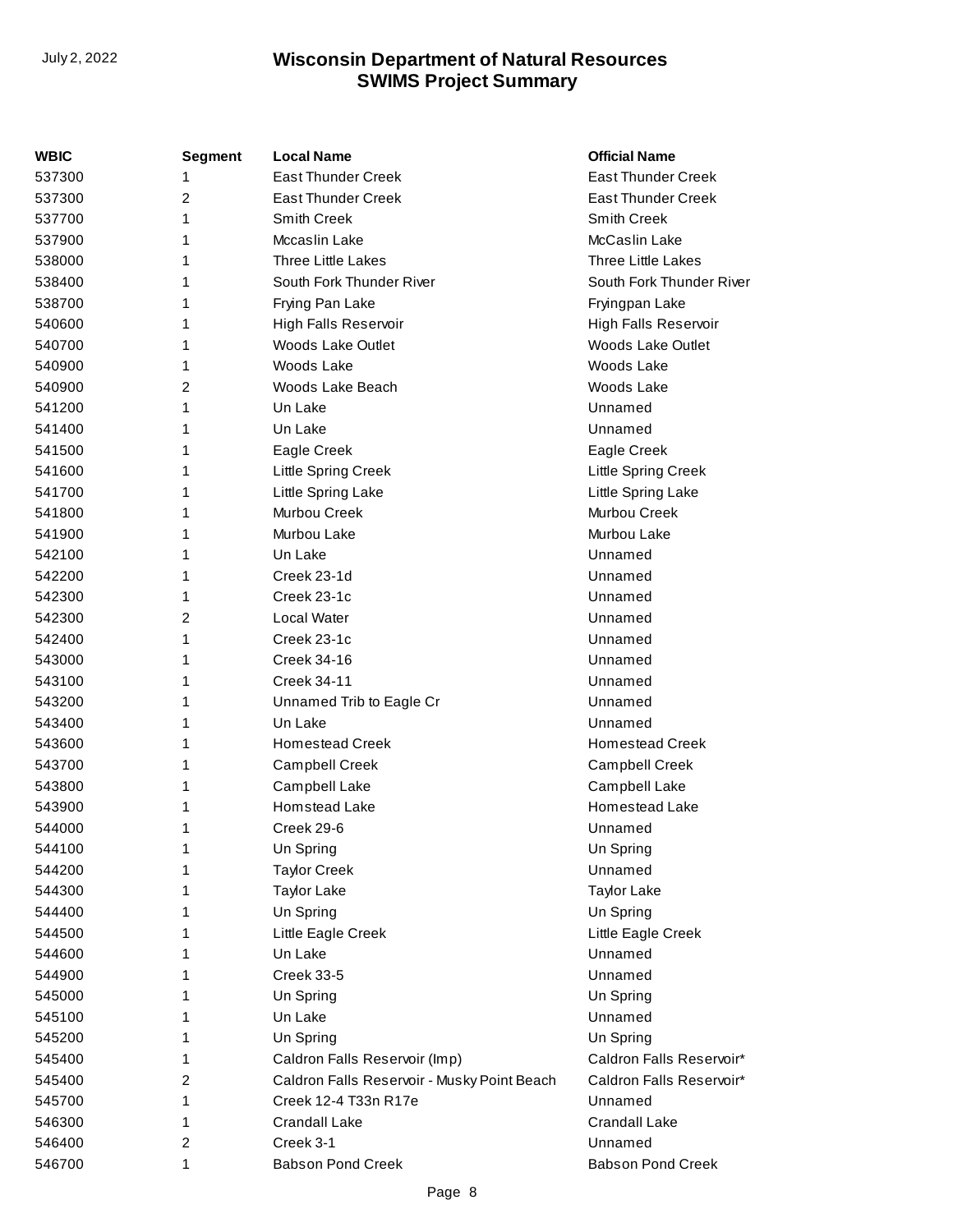| WBIC | Segment | Local Name | Official Name |
|---|---|---|---|
| 537300 | 1 | East Thunder Creek | East Thunder Creek |
| 537300 | 2 | East Thunder Creek | East Thunder Creek |
| 537700 | 1 | Smith Creek | Smith Creek |
| 537900 | 1 | Mccaslin Lake | McCaslin Lake |
| 538000 | 1 | Three Little Lakes | Three Little Lakes |
| 538400 | 1 | South Fork Thunder River | South Fork Thunder River |
| 538700 | 1 | Frying Pan Lake | Fryingpan Lake |
| 540600 | 1 | High Falls Reservoir | High Falls Reservoir |
| 540700 | 1 | Woods Lake Outlet | Woods Lake Outlet |
| 540900 | 1 | Woods Lake | Woods Lake |
| 540900 | 2 | Woods Lake Beach | Woods Lake |
| 541200 | 1 | Un Lake | Unnamed |
| 541400 | 1 | Un Lake | Unnamed |
| 541500 | 1 | Eagle Creek | Eagle Creek |
| 541600 | 1 | Little Spring Creek | Little Spring Creek |
| 541700 | 1 | Little Spring Lake | Little Spring Lake |
| 541800 | 1 | Murbou Creek | Murbou Creek |
| 541900 | 1 | Murbou Lake | Murbou Lake |
| 542100 | 1 | Un Lake | Unnamed |
| 542200 | 1 | Creek 23-1d | Unnamed |
| 542300 | 1 | Creek 23-1c | Unnamed |
| 542300 | 2 | Local Water | Unnamed |
| 542400 | 1 | Creek 23-1c | Unnamed |
| 543000 | 1 | Creek 34-16 | Unnamed |
| 543100 | 1 | Creek 34-11 | Unnamed |
| 543200 | 1 | Unnamed Trib to Eagle Cr | Unnamed |
| 543400 | 1 | Un Lake | Unnamed |
| 543600 | 1 | Homestead Creek | Homestead Creek |
| 543700 | 1 | Campbell Creek | Campbell Creek |
| 543800 | 1 | Campbell Lake | Campbell Lake |
| 543900 | 1 | Homstead Lake | Homestead Lake |
| 544000 | 1 | Creek 29-6 | Unnamed |
| 544100 | 1 | Un Spring | Un Spring |
| 544200 | 1 | Taylor Creek | Unnamed |
| 544300 | 1 | Taylor Lake | Taylor Lake |
| 544400 | 1 | Un Spring | Un Spring |
| 544500 | 1 | Little Eagle Creek | Little Eagle Creek |
| 544600 | 1 | Un Lake | Unnamed |
| 544900 | 1 | Creek 33-5 | Unnamed |
| 545000 | 1 | Un Spring | Un Spring |
| 545100 | 1 | Un Lake | Unnamed |
| 545200 | 1 | Un Spring | Un Spring |
| 545400 | 1 | Caldron Falls Reservoir (Imp) | Caldron Falls Reservoir* |
| 545400 | 2 | Caldron Falls Reservoir - Musky Point Beach | Caldron Falls Reservoir* |
| 545700 | 1 | Creek 12-4 T33n R17e | Unnamed |
| 546300 | 1 | Crandall Lake | Crandall Lake |
| 546400 | 2 | Creek 3-1 | Unnamed |
| 546700 | 1 | Babson Pond Creek | Babson Pond Creek |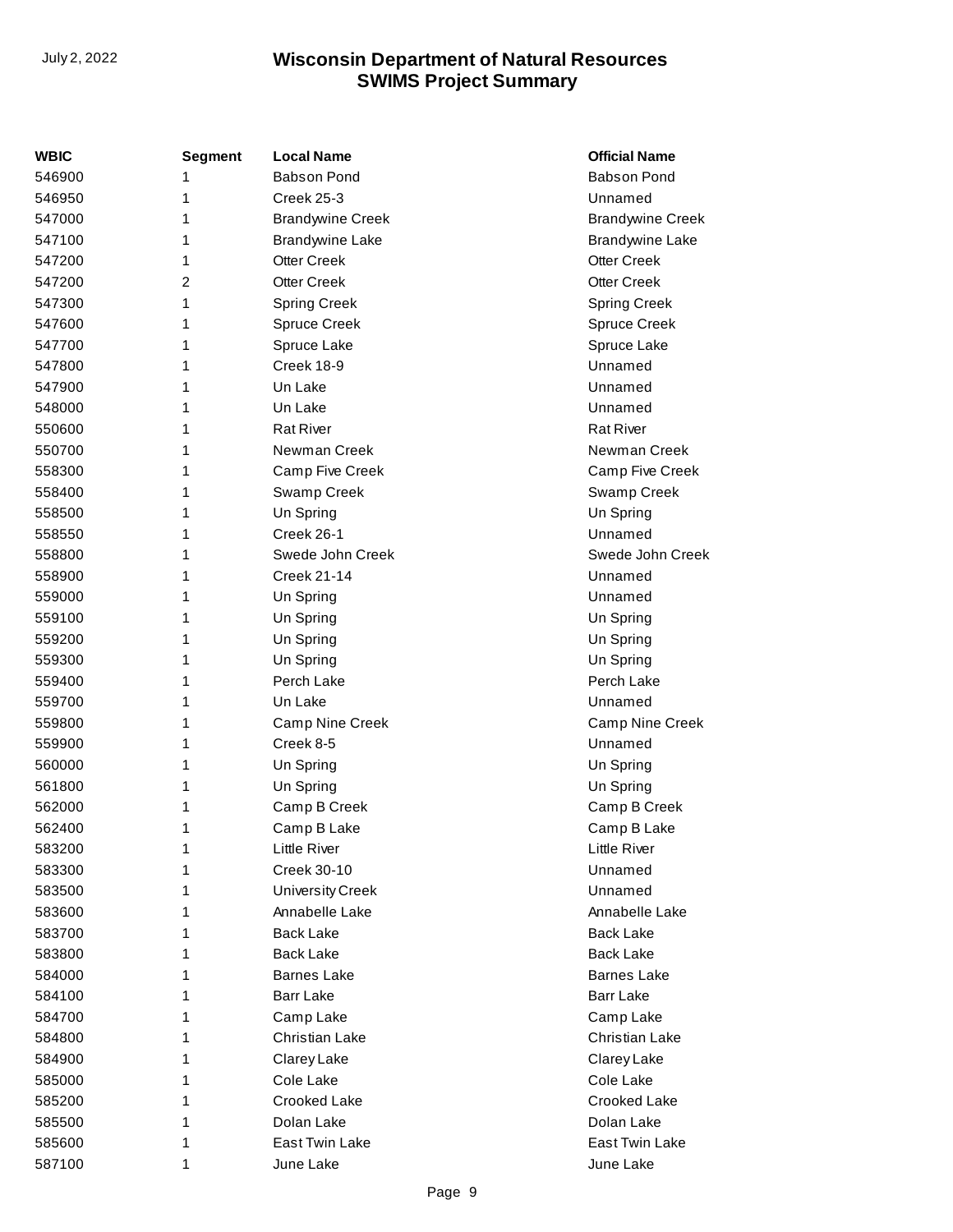| WBIC | Segment | Local Name | Official Name |
|---|---|---|---|
| 546900 | 1 | Babson Pond | Babson Pond |
| 546950 | 1 | Creek 25-3 | Unnamed |
| 547000 | 1 | Brandywine Creek | Brandywine Creek |
| 547100 | 1 | Brandywine Lake | Brandywine Lake |
| 547200 | 1 | Otter Creek | Otter Creek |
| 547200 | 2 | Otter Creek | Otter Creek |
| 547300 | 1 | Spring Creek | Spring Creek |
| 547600 | 1 | Spruce Creek | Spruce Creek |
| 547700 | 1 | Spruce Lake | Spruce Lake |
| 547800 | 1 | Creek 18-9 | Unnamed |
| 547900 | 1 | Un Lake | Unnamed |
| 548000 | 1 | Un Lake | Unnamed |
| 550600 | 1 | Rat River | Rat River |
| 550700 | 1 | Newman Creek | Newman Creek |
| 558300 | 1 | Camp Five Creek | Camp Five Creek |
| 558400 | 1 | Swamp Creek | Swamp Creek |
| 558500 | 1 | Un Spring | Un Spring |
| 558550 | 1 | Creek 26-1 | Unnamed |
| 558800 | 1 | Swede John Creek | Swede John Creek |
| 558900 | 1 | Creek 21-14 | Unnamed |
| 559000 | 1 | Un Spring | Unnamed |
| 559100 | 1 | Un Spring | Un Spring |
| 559200 | 1 | Un Spring | Un Spring |
| 559300 | 1 | Un Spring | Un Spring |
| 559400 | 1 | Perch Lake | Perch Lake |
| 559700 | 1 | Un Lake | Unnamed |
| 559800 | 1 | Camp Nine Creek | Camp Nine Creek |
| 559900 | 1 | Creek 8-5 | Unnamed |
| 560000 | 1 | Un Spring | Un Spring |
| 561800 | 1 | Un Spring | Un Spring |
| 562000 | 1 | Camp B Creek | Camp B Creek |
| 562400 | 1 | Camp B Lake | Camp B Lake |
| 583200 | 1 | Little River | Little River |
| 583300 | 1 | Creek 30-10 | Unnamed |
| 583500 | 1 | University Creek | Unnamed |
| 583600 | 1 | Annabelle Lake | Annabelle Lake |
| 583700 | 1 | Back Lake | Back Lake |
| 583800 | 1 | Back Lake | Back Lake |
| 584000 | 1 | Barnes Lake | Barnes Lake |
| 584100 | 1 | Barr Lake | Barr Lake |
| 584700 | 1 | Camp Lake | Camp Lake |
| 584800 | 1 | Christian Lake | Christian Lake |
| 584900 | 1 | Clarey Lake | Clarey Lake |
| 585000 | 1 | Cole Lake | Cole Lake |
| 585200 | 1 | Crooked Lake | Crooked Lake |
| 585500 | 1 | Dolan Lake | Dolan Lake |
| 585600 | 1 | East Twin Lake | East Twin Lake |
| 587100 | 1 | June Lake | June Lake |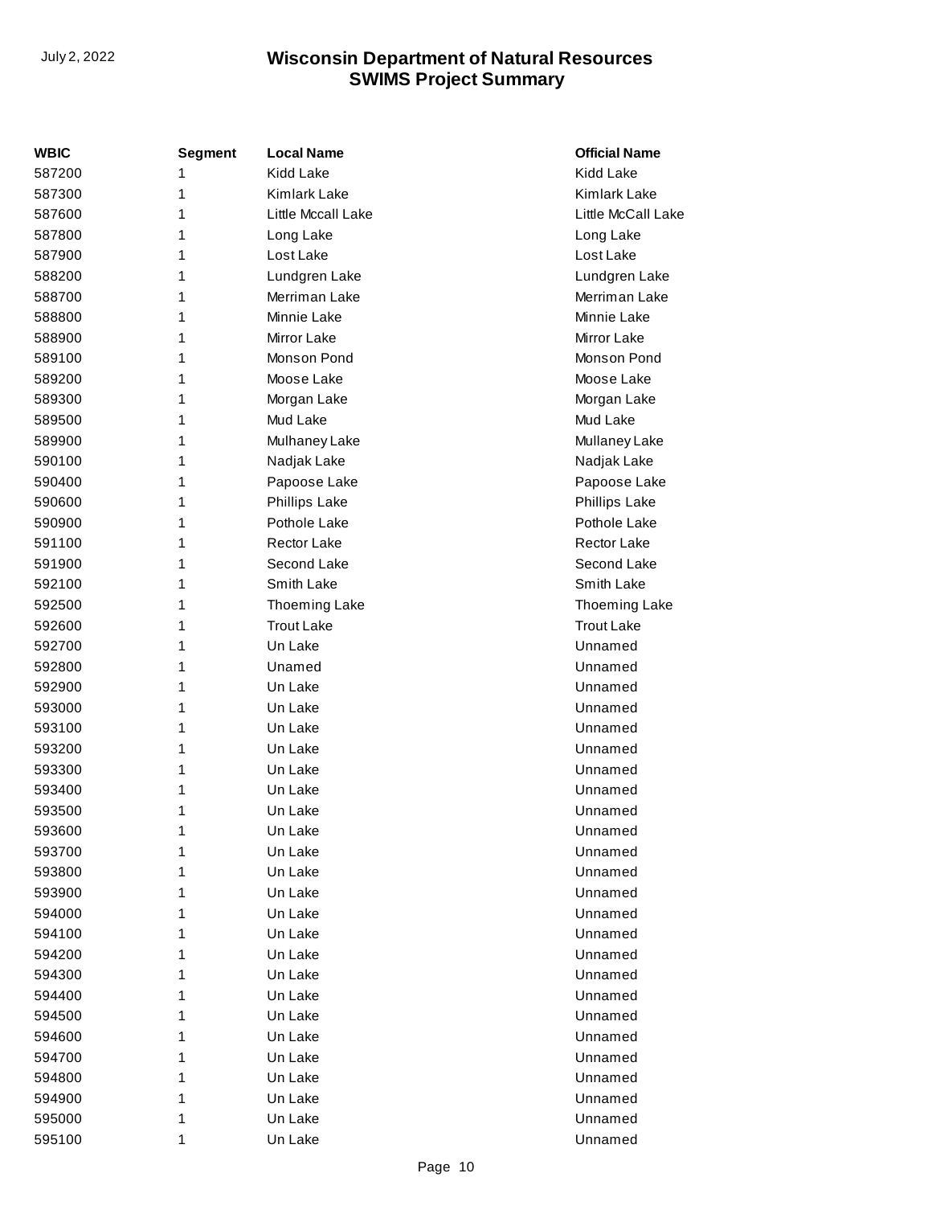| WBIC | Segment | Local Name | Official Name |
|---|---|---|---|
| 587200 | 1 | Kidd Lake | Kidd Lake |
| 587300 | 1 | Kimlark Lake | Kimlark Lake |
| 587600 | 1 | Little Mccall Lake | Little McCall Lake |
| 587800 | 1 | Long Lake | Long Lake |
| 587900 | 1 | Lost Lake | Lost Lake |
| 588200 | 1 | Lundgren Lake | Lundgren Lake |
| 588700 | 1 | Merriman Lake | Merriman Lake |
| 588800 | 1 | Minnie Lake | Minnie Lake |
| 588900 | 1 | Mirror Lake | Mirror Lake |
| 589100 | 1 | Monson Pond | Monson Pond |
| 589200 | 1 | Moose Lake | Moose Lake |
| 589300 | 1 | Morgan Lake | Morgan Lake |
| 589500 | 1 | Mud Lake | Mud Lake |
| 589900 | 1 | Mulhaney Lake | Mullaney Lake |
| 590100 | 1 | Nadjak Lake | Nadjak Lake |
| 590400 | 1 | Papoose Lake | Papoose Lake |
| 590600 | 1 | Phillips Lake | Phillips Lake |
| 590900 | 1 | Pothole Lake | Pothole Lake |
| 591100 | 1 | Rector Lake | Rector Lake |
| 591900 | 1 | Second Lake | Second Lake |
| 592100 | 1 | Smith Lake | Smith Lake |
| 592500 | 1 | Thoeming Lake | Thoeming Lake |
| 592600 | 1 | Trout Lake | Trout Lake |
| 592700 | 1 | Un Lake | Unnamed |
| 592800 | 1 | Unamed | Unnamed |
| 592900 | 1 | Un Lake | Unnamed |
| 593000 | 1 | Un Lake | Unnamed |
| 593100 | 1 | Un Lake | Unnamed |
| 593200 | 1 | Un Lake | Unnamed |
| 593300 | 1 | Un Lake | Unnamed |
| 593400 | 1 | Un Lake | Unnamed |
| 593500 | 1 | Un Lake | Unnamed |
| 593600 | 1 | Un Lake | Unnamed |
| 593700 | 1 | Un Lake | Unnamed |
| 593800 | 1 | Un Lake | Unnamed |
| 593900 | 1 | Un Lake | Unnamed |
| 594000 | 1 | Un Lake | Unnamed |
| 594100 | 1 | Un Lake | Unnamed |
| 594200 | 1 | Un Lake | Unnamed |
| 594300 | 1 | Un Lake | Unnamed |
| 594400 | 1 | Un Lake | Unnamed |
| 594500 | 1 | Un Lake | Unnamed |
| 594600 | 1 | Un Lake | Unnamed |
| 594700 | 1 | Un Lake | Unnamed |
| 594800 | 1 | Un Lake | Unnamed |
| 594900 | 1 | Un Lake | Unnamed |
| 595000 | 1 | Un Lake | Unnamed |
| 595100 | 1 | Un Lake | Unnamed |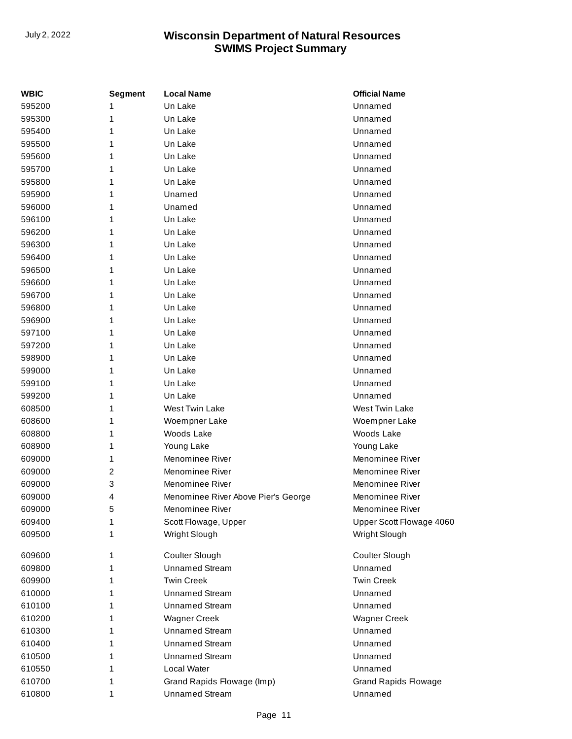| WBIC | Segment | Local Name | Official Name |
|---|---|---|---|
| 595200 | 1 | Un Lake | Unnamed |
| 595300 | 1 | Un Lake | Unnamed |
| 595400 | 1 | Un Lake | Unnamed |
| 595500 | 1 | Un Lake | Unnamed |
| 595600 | 1 | Un Lake | Unnamed |
| 595700 | 1 | Un Lake | Unnamed |
| 595800 | 1 | Un Lake | Unnamed |
| 595900 | 1 | Unamed | Unnamed |
| 596000 | 1 | Unamed | Unnamed |
| 596100 | 1 | Un Lake | Unnamed |
| 596200 | 1 | Un Lake | Unnamed |
| 596300 | 1 | Un Lake | Unnamed |
| 596400 | 1 | Un Lake | Unnamed |
| 596500 | 1 | Un Lake | Unnamed |
| 596600 | 1 | Un Lake | Unnamed |
| 596700 | 1 | Un Lake | Unnamed |
| 596800 | 1 | Un Lake | Unnamed |
| 596900 | 1 | Un Lake | Unnamed |
| 597100 | 1 | Un Lake | Unnamed |
| 597200 | 1 | Un Lake | Unnamed |
| 598900 | 1 | Un Lake | Unnamed |
| 599000 | 1 | Un Lake | Unnamed |
| 599100 | 1 | Un Lake | Unnamed |
| 599200 | 1 | Un Lake | Unnamed |
| 608500 | 1 | West Twin Lake | West Twin Lake |
| 608600 | 1 | Woempner Lake | Woempner Lake |
| 608800 | 1 | Woods Lake | Woods Lake |
| 608900 | 1 | Young Lake | Young Lake |
| 609000 | 1 | Menominee River | Menominee River |
| 609000 | 2 | Menominee River | Menominee River |
| 609000 | 3 | Menominee River | Menominee River |
| 609000 | 4 | Menominee River Above Pier's George | Menominee River |
| 609000 | 5 | Menominee River | Menominee River |
| 609400 | 1 | Scott Flowage, Upper | Upper Scott Flowage 4060 |
| 609500 | 1 | Wright Slough | Wright Slough |
| 609600 | 1 | Coulter Slough | Coulter Slough |
| 609800 | 1 | Unnamed Stream | Unnamed |
| 609900 | 1 | Twin Creek | Twin Creek |
| 610000 | 1 | Unnamed Stream | Unnamed |
| 610100 | 1 | Unnamed Stream | Unnamed |
| 610200 | 1 | Wagner Creek | Wagner Creek |
| 610300 | 1 | Unnamed Stream | Unnamed |
| 610400 | 1 | Unnamed Stream | Unnamed |
| 610500 | 1 | Unnamed Stream | Unnamed |
| 610550 | 1 | Local Water | Unnamed |
| 610700 | 1 | Grand Rapids Flowage (Imp) | Grand Rapids Flowage |
| 610800 | 1 | Unnamed Stream | Unnamed |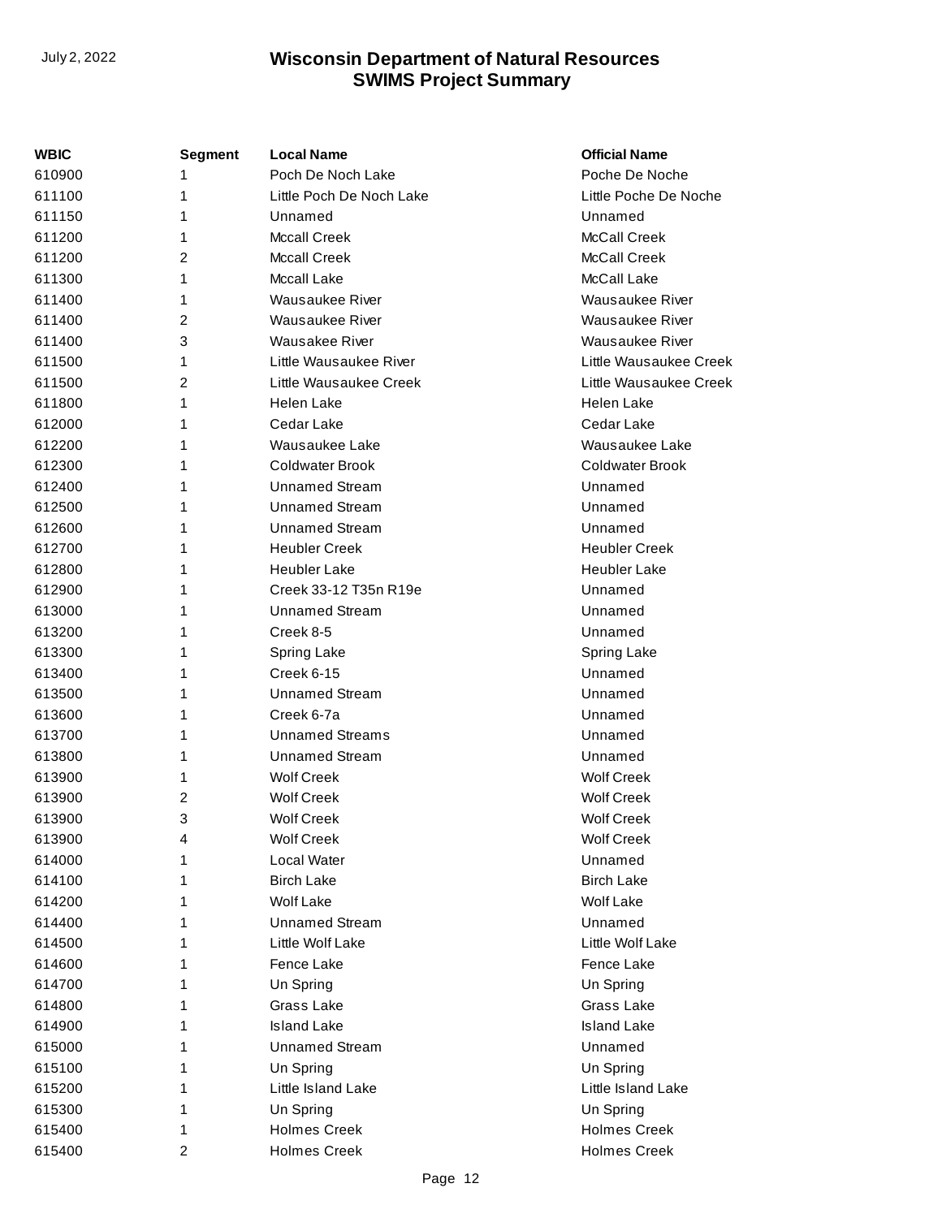| WBIC | Segment | Local Name | Official Name |
| --- | --- | --- | --- |
| 610900 | 1 | Poch De Noch Lake | Poche De Noche |
| 611100 | 1 | Little Poch De Noch Lake | Little Poche De Noche |
| 611150 | 1 | Unnamed | Unnamed |
| 611200 | 1 | Mccall Creek | McCall Creek |
| 611200 | 2 | Mccall Creek | McCall Creek |
| 611300 | 1 | Mccall Lake | McCall Lake |
| 611400 | 1 | Wausaukee River | Wausaukee River |
| 611400 | 2 | Wausaukee River | Wausaukee River |
| 611400 | 3 | Wausakee River | Wausaukee River |
| 611500 | 1 | Little Wausaukee River | Little Wausaukee Creek |
| 611500 | 2 | Little Wausaukee Creek | Little Wausaukee Creek |
| 611800 | 1 | Helen Lake | Helen Lake |
| 612000 | 1 | Cedar Lake | Cedar Lake |
| 612200 | 1 | Wausaukee Lake | Wausaukee Lake |
| 612300 | 1 | Coldwater Brook | Coldwater Brook |
| 612400 | 1 | Unnamed Stream | Unnamed |
| 612500 | 1 | Unnamed Stream | Unnamed |
| 612600 | 1 | Unnamed Stream | Unnamed |
| 612700 | 1 | Heubler Creek | Heubler Creek |
| 612800 | 1 | Heubler Lake | Heubler Lake |
| 612900 | 1 | Creek 33-12 T35n R19e | Unnamed |
| 613000 | 1 | Unnamed Stream | Unnamed |
| 613200 | 1 | Creek 8-5 | Unnamed |
| 613300 | 1 | Spring Lake | Spring Lake |
| 613400 | 1 | Creek 6-15 | Unnamed |
| 613500 | 1 | Unnamed Stream | Unnamed |
| 613600 | 1 | Creek 6-7a | Unnamed |
| 613700 | 1 | Unnamed Streams | Unnamed |
| 613800 | 1 | Unnamed Stream | Unnamed |
| 613900 | 1 | Wolf Creek | Wolf Creek |
| 613900 | 2 | Wolf Creek | Wolf Creek |
| 613900 | 3 | Wolf Creek | Wolf Creek |
| 613900 | 4 | Wolf Creek | Wolf Creek |
| 614000 | 1 | Local Water | Unnamed |
| 614100 | 1 | Birch Lake | Birch Lake |
| 614200 | 1 | Wolf Lake | Wolf Lake |
| 614400 | 1 | Unnamed Stream | Unnamed |
| 614500 | 1 | Little Wolf Lake | Little Wolf Lake |
| 614600 | 1 | Fence Lake | Fence Lake |
| 614700 | 1 | Un Spring | Un Spring |
| 614800 | 1 | Grass Lake | Grass Lake |
| 614900 | 1 | Island Lake | Island Lake |
| 615000 | 1 | Unnamed Stream | Unnamed |
| 615100 | 1 | Un Spring | Un Spring |
| 615200 | 1 | Little Island Lake | Little Island Lake |
| 615300 | 1 | Un Spring | Un Spring |
| 615400 | 1 | Holmes Creek | Holmes Creek |
| 615400 | 2 | Holmes Creek | Holmes Creek |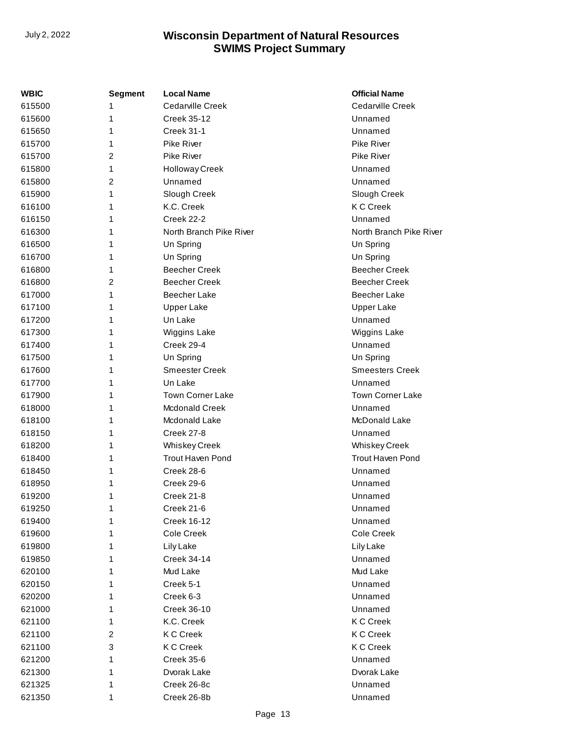| WBIC | Segment | Local Name | Official Name |
|---|---|---|---|
| 615500 | 1 | Cedarville Creek | Cedarville Creek |
| 615600 | 1 | Creek 35-12 | Unnamed |
| 615650 | 1 | Creek 31-1 | Unnamed |
| 615700 | 1 | Pike River | Pike River |
| 615700 | 2 | Pike River | Pike River |
| 615800 | 1 | Holloway Creek | Unnamed |
| 615800 | 2 | Unnamed | Unnamed |
| 615900 | 1 | Slough Creek | Slough Creek |
| 616100 | 1 | K.C. Creek | K C Creek |
| 616150 | 1 | Creek 22-2 | Unnamed |
| 616300 | 1 | North Branch Pike River | North Branch Pike River |
| 616500 | 1 | Un Spring | Un Spring |
| 616700 | 1 | Un Spring | Un Spring |
| 616800 | 1 | Beecher Creek | Beecher Creek |
| 616800 | 2 | Beecher Creek | Beecher Creek |
| 617000 | 1 | Beecher Lake | Beecher Lake |
| 617100 | 1 | Upper Lake | Upper Lake |
| 617200 | 1 | Un Lake | Unnamed |
| 617300 | 1 | Wiggins Lake | Wiggins Lake |
| 617400 | 1 | Creek 29-4 | Unnamed |
| 617500 | 1 | Un Spring | Un Spring |
| 617600 | 1 | Smeester Creek | Smeesters Creek |
| 617700 | 1 | Un Lake | Unnamed |
| 617900 | 1 | Town Corner Lake | Town Corner Lake |
| 618000 | 1 | Mcdonald Creek | Unnamed |
| 618100 | 1 | Mcdonald Lake | McDonald Lake |
| 618150 | 1 | Creek 27-8 | Unnamed |
| 618200 | 1 | Whiskey Creek | Whiskey Creek |
| 618400 | 1 | Trout Haven Pond | Trout Haven Pond |
| 618450 | 1 | Creek 28-6 | Unnamed |
| 618950 | 1 | Creek 29-6 | Unnamed |
| 619200 | 1 | Creek 21-8 | Unnamed |
| 619250 | 1 | Creek 21-6 | Unnamed |
| 619400 | 1 | Creek 16-12 | Unnamed |
| 619600 | 1 | Cole Creek | Cole Creek |
| 619800 | 1 | Lily Lake | Lily Lake |
| 619850 | 1 | Creek 34-14 | Unnamed |
| 620100 | 1 | Mud Lake | Mud Lake |
| 620150 | 1 | Creek 5-1 | Unnamed |
| 620200 | 1 | Creek 6-3 | Unnamed |
| 621000 | 1 | Creek 36-10 | Unnamed |
| 621100 | 1 | K.C. Creek | K C Creek |
| 621100 | 2 | K C Creek | K C Creek |
| 621100 | 3 | K C Creek | K C Creek |
| 621200 | 1 | Creek 35-6 | Unnamed |
| 621300 | 1 | Dvorak Lake | Dvorak Lake |
| 621325 | 1 | Creek 26-8c | Unnamed |
| 621350 | 1 | Creek 26-8b | Unnamed |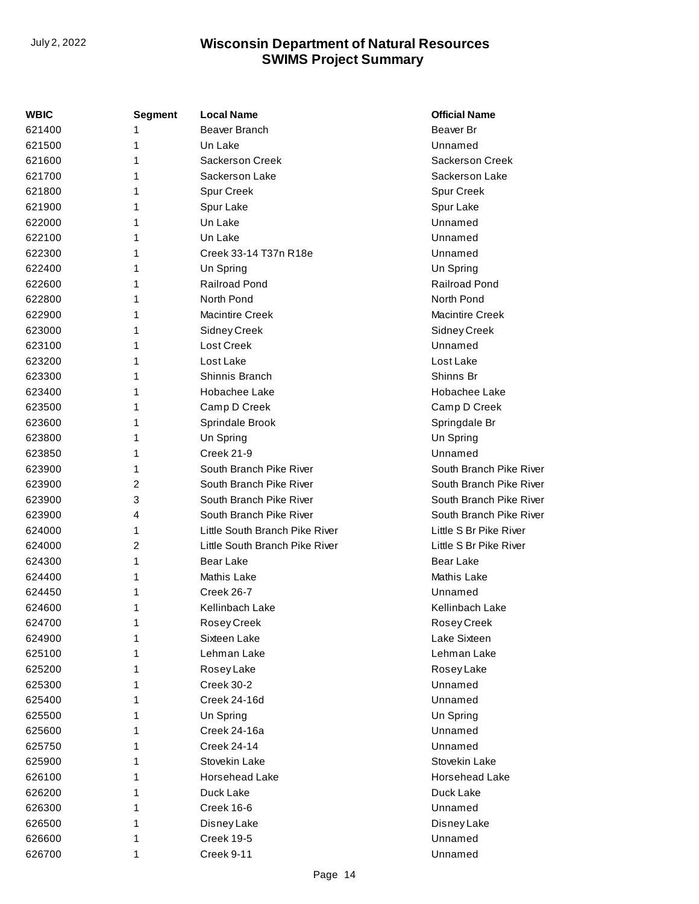| WBIC | Segment | Local Name | Official Name |
|---|---|---|---|
| 621400 | 1 | Beaver Branch | Beaver Br |
| 621500 | 1 | Un Lake | Unnamed |
| 621600 | 1 | Sackerson Creek | Sackerson Creek |
| 621700 | 1 | Sackerson Lake | Sackerson Lake |
| 621800 | 1 | Spur Creek | Spur Creek |
| 621900 | 1 | Spur Lake | Spur Lake |
| 622000 | 1 | Un Lake | Unnamed |
| 622100 | 1 | Un Lake | Unnamed |
| 622300 | 1 | Creek 33-14 T37n R18e | Unnamed |
| 622400 | 1 | Un Spring | Un Spring |
| 622600 | 1 | Railroad Pond | Railroad Pond |
| 622800 | 1 | North Pond | North Pond |
| 622900 | 1 | Macintire Creek | Macintire Creek |
| 623000 | 1 | Sidney Creek | Sidney Creek |
| 623100 | 1 | Lost Creek | Unnamed |
| 623200 | 1 | Lost Lake | Lost Lake |
| 623300 | 1 | Shinnis Branch | Shinns Br |
| 623400 | 1 | Hobachee Lake | Hobachee Lake |
| 623500 | 1 | Camp D Creek | Camp D Creek |
| 623600 | 1 | Sprindale Brook | Springdale Br |
| 623800 | 1 | Un Spring | Un Spring |
| 623850 | 1 | Creek 21-9 | Unnamed |
| 623900 | 1 | South Branch Pike River | South Branch Pike River |
| 623900 | 2 | South Branch Pike River | South Branch Pike River |
| 623900 | 3 | South Branch Pike River | South Branch Pike River |
| 623900 | 4 | South Branch Pike River | South Branch Pike River |
| 624000 | 1 | Little South Branch Pike River | Little S Br Pike River |
| 624000 | 2 | Little South Branch Pike River | Little S Br Pike River |
| 624300 | 1 | Bear Lake | Bear Lake |
| 624400 | 1 | Mathis Lake | Mathis Lake |
| 624450 | 1 | Creek 26-7 | Unnamed |
| 624600 | 1 | Kellinbach Lake | Kellinbach Lake |
| 624700 | 1 | Rosey Creek | Rosey Creek |
| 624900 | 1 | Sixteen Lake | Lake Sixteen |
| 625100 | 1 | Lehman Lake | Lehman Lake |
| 625200 | 1 | Rosey Lake | Rosey Lake |
| 625300 | 1 | Creek 30-2 | Unnamed |
| 625400 | 1 | Creek 24-16d | Unnamed |
| 625500 | 1 | Un Spring | Un Spring |
| 625600 | 1 | Creek 24-16a | Unnamed |
| 625750 | 1 | Creek 24-14 | Unnamed |
| 625900 | 1 | Stovekin Lake | Stovekin Lake |
| 626100 | 1 | Horsehead Lake | Horsehead Lake |
| 626200 | 1 | Duck Lake | Duck Lake |
| 626300 | 1 | Creek 16-6 | Unnamed |
| 626500 | 1 | Disney Lake | Disney Lake |
| 626600 | 1 | Creek 19-5 | Unnamed |
| 626700 | 1 | Creek 9-11 | Unnamed |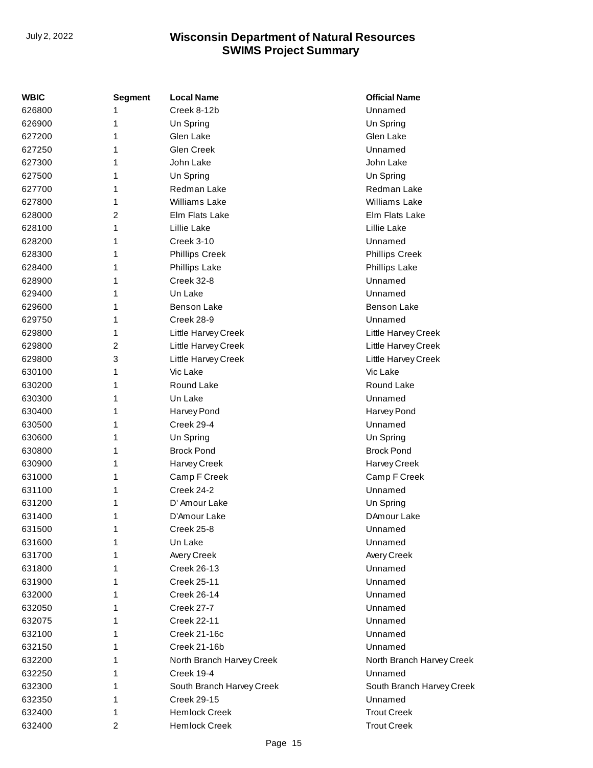| WBIC | Segment | Local Name | Official Name |
| --- | --- | --- | --- |
| 626800 | 1 | Creek 8-12b | Unnamed |
| 626900 | 1 | Un Spring | Un Spring |
| 627200 | 1 | Glen Lake | Glen Lake |
| 627250 | 1 | Glen Creek | Unnamed |
| 627300 | 1 | John Lake | John Lake |
| 627500 | 1 | Un Spring | Un Spring |
| 627700 | 1 | Redman Lake | Redman Lake |
| 627800 | 1 | Williams Lake | Williams Lake |
| 628000 | 2 | Elm Flats Lake | Elm Flats Lake |
| 628100 | 1 | Lillie Lake | Lillie Lake |
| 628200 | 1 | Creek 3-10 | Unnamed |
| 628300 | 1 | Phillips Creek | Phillips Creek |
| 628400 | 1 | Phillips Lake | Phillips Lake |
| 628900 | 1 | Creek 32-8 | Unnamed |
| 629400 | 1 | Un Lake | Unnamed |
| 629600 | 1 | Benson Lake | Benson Lake |
| 629750 | 1 | Creek 28-9 | Unnamed |
| 629800 | 1 | Little Harvey Creek | Little Harvey Creek |
| 629800 | 2 | Little Harvey Creek | Little Harvey Creek |
| 629800 | 3 | Little Harvey Creek | Little Harvey Creek |
| 630100 | 1 | Vic Lake | Vic Lake |
| 630200 | 1 | Round Lake | Round Lake |
| 630300 | 1 | Un Lake | Unnamed |
| 630400 | 1 | Harvey Pond | Harvey Pond |
| 630500 | 1 | Creek 29-4 | Unnamed |
| 630600 | 1 | Un Spring | Un Spring |
| 630800 | 1 | Brock Pond | Brock Pond |
| 630900 | 1 | Harvey Creek | Harvey Creek |
| 631000 | 1 | Camp F Creek | Camp F Creek |
| 631100 | 1 | Creek 24-2 | Unnamed |
| 631200 | 1 | D' Amour Lake | Un Spring |
| 631400 | 1 | D'Amour Lake | DAmour Lake |
| 631500 | 1 | Creek 25-8 | Unnamed |
| 631600 | 1 | Un Lake | Unnamed |
| 631700 | 1 | Avery Creek | Avery Creek |
| 631800 | 1 | Creek 26-13 | Unnamed |
| 631900 | 1 | Creek 25-11 | Unnamed |
| 632000 | 1 | Creek 26-14 | Unnamed |
| 632050 | 1 | Creek 27-7 | Unnamed |
| 632075 | 1 | Creek 22-11 | Unnamed |
| 632100 | 1 | Creek 21-16c | Unnamed |
| 632150 | 1 | Creek 21-16b | Unnamed |
| 632200 | 1 | North Branch Harvey Creek | North Branch Harvey Creek |
| 632250 | 1 | Creek 19-4 | Unnamed |
| 632300 | 1 | South Branch Harvey Creek | South Branch Harvey Creek |
| 632350 | 1 | Creek 29-15 | Unnamed |
| 632400 | 1 | Hemlock Creek | Trout Creek |
| 632400 | 2 | Hemlock Creek | Trout Creek |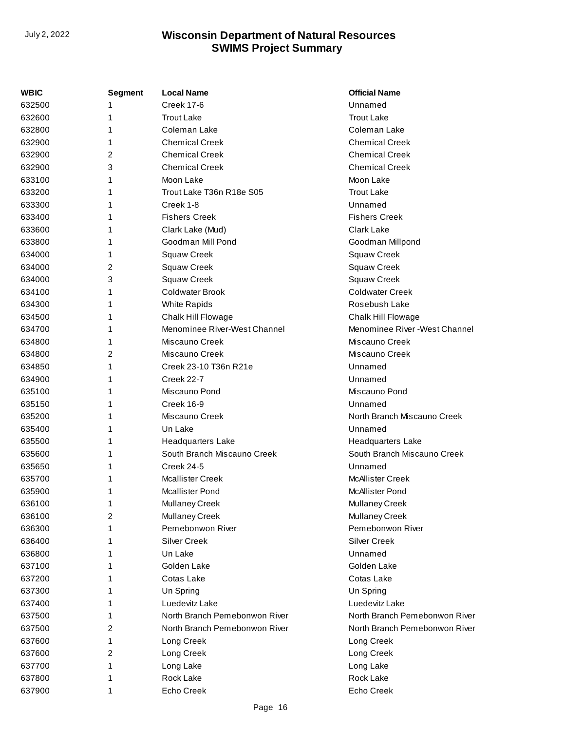| WBIC | Segment | Local Name | Official Name |
| --- | --- | --- | --- |
| 632500 | 1 | Creek 17-6 | Unnamed |
| 632600 | 1 | Trout Lake | Trout Lake |
| 632800 | 1 | Coleman Lake | Coleman Lake |
| 632900 | 1 | Chemical Creek | Chemical Creek |
| 632900 | 2 | Chemical Creek | Chemical Creek |
| 632900 | 3 | Chemical Creek | Chemical Creek |
| 633100 | 1 | Moon Lake | Moon Lake |
| 633200 | 1 | Trout Lake T36n R18e S05 | Trout Lake |
| 633300 | 1 | Creek 1-8 | Unnamed |
| 633400 | 1 | Fishers Creek | Fishers Creek |
| 633600 | 1 | Clark Lake (Mud) | Clark Lake |
| 633800 | 1 | Goodman Mill Pond | Goodman Millpond |
| 634000 | 1 | Squaw Creek | Squaw Creek |
| 634000 | 2 | Squaw Creek | Squaw Creek |
| 634000 | 3 | Squaw Creek | Squaw Creek |
| 634100 | 1 | Coldwater Brook | Coldwater Creek |
| 634300 | 1 | White Rapids | Rosebush Lake |
| 634500 | 1 | Chalk Hill Flowage | Chalk Hill Flowage |
| 634700 | 1 | Menominee River-West Channel | Menominee River -West Channel |
| 634800 | 1 | Miscauno Creek | Miscauno Creek |
| 634800 | 2 | Miscauno Creek | Miscauno Creek |
| 634850 | 1 | Creek 23-10 T36n R21e | Unnamed |
| 634900 | 1 | Creek 22-7 | Unnamed |
| 635100 | 1 | Miscauno Pond | Miscauno Pond |
| 635150 | 1 | Creek 16-9 | Unnamed |
| 635200 | 1 | Miscauno Creek | North Branch Miscauno Creek |
| 635400 | 1 | Un Lake | Unnamed |
| 635500 | 1 | Headquarters Lake | Headquarters Lake |
| 635600 | 1 | South Branch Miscauno Creek | South Branch Miscauno Creek |
| 635650 | 1 | Creek 24-5 | Unnamed |
| 635700 | 1 | Mcallister Creek | McAllister Creek |
| 635900 | 1 | Mcallister Pond | McAllister Pond |
| 636100 | 1 | Mullaney Creek | Mullaney Creek |
| 636100 | 2 | Mullaney Creek | Mullaney Creek |
| 636300 | 1 | Pemebonwon River | Pemebonwon River |
| 636400 | 1 | Silver Creek | Silver Creek |
| 636800 | 1 | Un Lake | Unnamed |
| 637100 | 1 | Golden Lake | Golden Lake |
| 637200 | 1 | Cotas Lake | Cotas Lake |
| 637300 | 1 | Un Spring | Un Spring |
| 637400 | 1 | Luedevitz Lake | Luedevitz Lake |
| 637500 | 1 | North Branch Pemebonwon River | North Branch Pemebonwon River |
| 637500 | 2 | North Branch Pemebonwon River | North Branch Pemebonwon River |
| 637600 | 1 | Long Creek | Long Creek |
| 637600 | 2 | Long Creek | Long Creek |
| 637700 | 1 | Long Lake | Long Lake |
| 637800 | 1 | Rock Lake | Rock Lake |
| 637900 | 1 | Echo Creek | Echo Creek |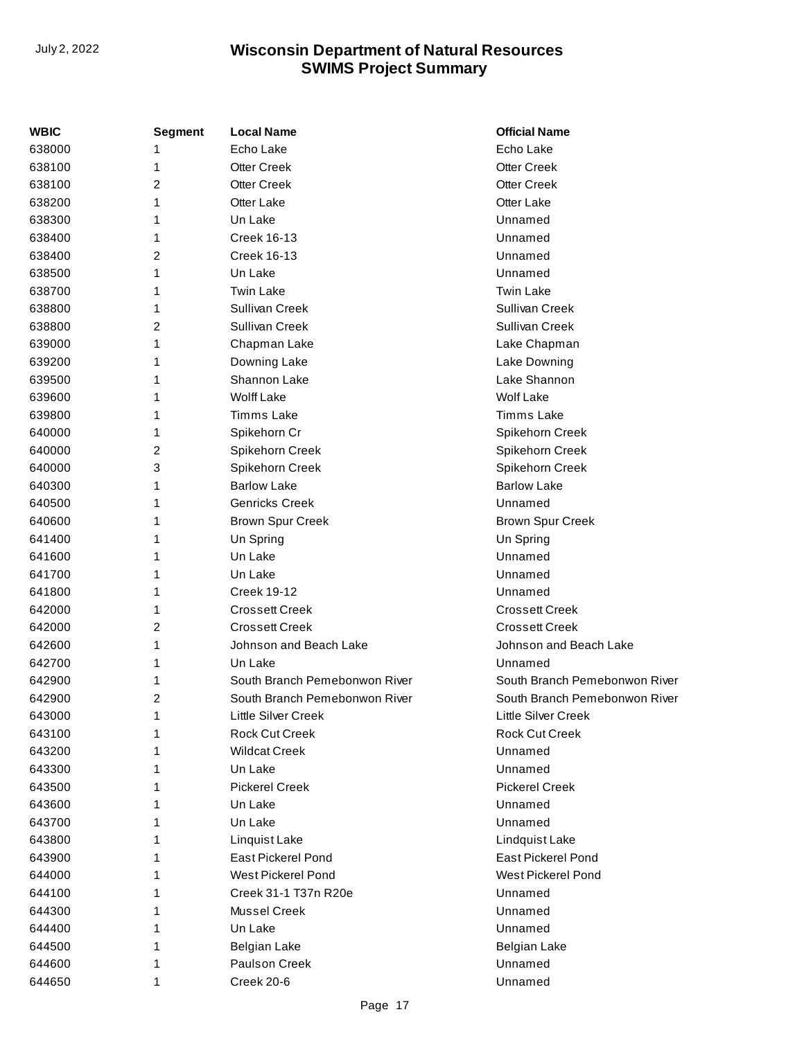| WBIC | Segment | Local Name | Official Name |
|---|---|---|---|
| 638000 | 1 | Echo Lake | Echo Lake |
| 638100 | 1 | Otter Creek | Otter Creek |
| 638100 | 2 | Otter Creek | Otter Creek |
| 638200 | 1 | Otter Lake | Otter Lake |
| 638300 | 1 | Un Lake | Unnamed |
| 638400 | 1 | Creek 16-13 | Unnamed |
| 638400 | 2 | Creek 16-13 | Unnamed |
| 638500 | 1 | Un Lake | Unnamed |
| 638700 | 1 | Twin Lake | Twin Lake |
| 638800 | 1 | Sullivan Creek | Sullivan Creek |
| 638800 | 2 | Sullivan Creek | Sullivan Creek |
| 639000 | 1 | Chapman Lake | Lake Chapman |
| 639200 | 1 | Downing Lake | Lake Downing |
| 639500 | 1 | Shannon Lake | Lake Shannon |
| 639600 | 1 | Wolff Lake | Wolf Lake |
| 639800 | 1 | Timms Lake | Timms Lake |
| 640000 | 1 | Spikehorn Cr | Spikehorn Creek |
| 640000 | 2 | Spikehorn Creek | Spikehorn Creek |
| 640000 | 3 | Spikehorn Creek | Spikehorn Creek |
| 640300 | 1 | Barlow Lake | Barlow Lake |
| 640500 | 1 | Genricks Creek | Unnamed |
| 640600 | 1 | Brown Spur Creek | Brown Spur Creek |
| 641400 | 1 | Un Spring | Un Spring |
| 641600 | 1 | Un Lake | Unnamed |
| 641700 | 1 | Un Lake | Unnamed |
| 641800 | 1 | Creek 19-12 | Unnamed |
| 642000 | 1 | Crossett Creek | Crossett Creek |
| 642000 | 2 | Crossett Creek | Crossett Creek |
| 642600 | 1 | Johnson and Beach Lake | Johnson and Beach Lake |
| 642700 | 1 | Un Lake | Unnamed |
| 642900 | 1 | South Branch Pemebonwon River | South Branch Pemebonwon River |
| 642900 | 2 | South Branch Pemebonwon River | South Branch Pemebonwon River |
| 643000 | 1 | Little Silver Creek | Little Silver Creek |
| 643100 | 1 | Rock Cut Creek | Rock Cut Creek |
| 643200 | 1 | Wildcat Creek | Unnamed |
| 643300 | 1 | Un Lake | Unnamed |
| 643500 | 1 | Pickerel Creek | Pickerel Creek |
| 643600 | 1 | Un Lake | Unnamed |
| 643700 | 1 | Un Lake | Unnamed |
| 643800 | 1 | Linquist Lake | Lindquist Lake |
| 643900 | 1 | East Pickerel Pond | East Pickerel Pond |
| 644000 | 1 | West Pickerel Pond | West Pickerel Pond |
| 644100 | 1 | Creek 31-1 T37n R20e | Unnamed |
| 644300 | 1 | Mussel Creek | Unnamed |
| 644400 | 1 | Un Lake | Unnamed |
| 644500 | 1 | Belgian Lake | Belgian Lake |
| 644600 | 1 | Paulson Creek | Unnamed |
| 644650 | 1 | Creek 20-6 | Unnamed |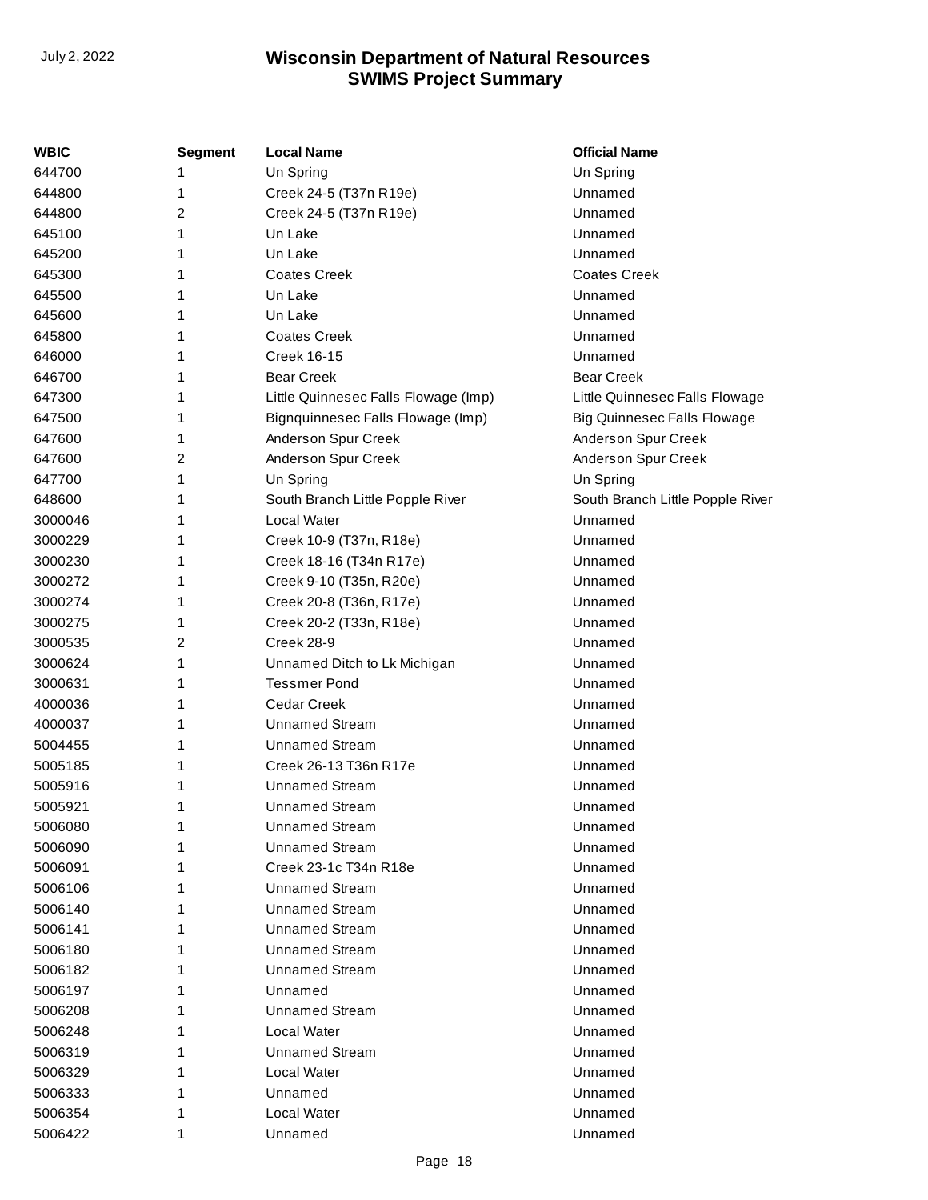| WBIC | Segment | Local Name | Official Name |
|---|---|---|---|
| 644700 | 1 | Un Spring | Un Spring |
| 644800 | 1 | Creek 24-5 (T37n R19e) | Unnamed |
| 644800 | 2 | Creek 24-5 (T37n R19e) | Unnamed |
| 645100 | 1 | Un Lake | Unnamed |
| 645200 | 1 | Un Lake | Unnamed |
| 645300 | 1 | Coates Creek | Coates Creek |
| 645500 | 1 | Un Lake | Unnamed |
| 645600 | 1 | Un Lake | Unnamed |
| 645800 | 1 | Coates Creek | Unnamed |
| 646000 | 1 | Creek 16-15 | Unnamed |
| 646700 | 1 | Bear Creek | Bear Creek |
| 647300 | 1 | Little Quinnesec Falls Flowage (Imp) | Little Quinnesec Falls Flowage |
| 647500 | 1 | Bignquinnesec Falls Flowage (Imp) | Big Quinnesec Falls Flowage |
| 647600 | 1 | Anderson Spur Creek | Anderson Spur Creek |
| 647600 | 2 | Anderson Spur Creek | Anderson Spur Creek |
| 647700 | 1 | Un Spring | Un Spring |
| 648600 | 1 | South Branch Little Popple River | South Branch Little Popple River |
| 3000046 | 1 | Local Water | Unnamed |
| 3000229 | 1 | Creek 10-9 (T37n, R18e) | Unnamed |
| 3000230 | 1 | Creek 18-16 (T34n R17e) | Unnamed |
| 3000272 | 1 | Creek 9-10 (T35n, R20e) | Unnamed |
| 3000274 | 1 | Creek 20-8 (T36n, R17e) | Unnamed |
| 3000275 | 1 | Creek 20-2 (T33n, R18e) | Unnamed |
| 3000535 | 2 | Creek 28-9 | Unnamed |
| 3000624 | 1 | Unnamed Ditch to Lk Michigan | Unnamed |
| 3000631 | 1 | Tessmer Pond | Unnamed |
| 4000036 | 1 | Cedar Creek | Unnamed |
| 4000037 | 1 | Unnamed Stream | Unnamed |
| 5004455 | 1 | Unnamed Stream | Unnamed |
| 5005185 | 1 | Creek 26-13 T36n R17e | Unnamed |
| 5005916 | 1 | Unnamed Stream | Unnamed |
| 5005921 | 1 | Unnamed Stream | Unnamed |
| 5006080 | 1 | Unnamed Stream | Unnamed |
| 5006090 | 1 | Unnamed Stream | Unnamed |
| 5006091 | 1 | Creek 23-1c T34n R18e | Unnamed |
| 5006106 | 1 | Unnamed Stream | Unnamed |
| 5006140 | 1 | Unnamed Stream | Unnamed |
| 5006141 | 1 | Unnamed Stream | Unnamed |
| 5006180 | 1 | Unnamed Stream | Unnamed |
| 5006182 | 1 | Unnamed Stream | Unnamed |
| 5006197 | 1 | Unnamed | Unnamed |
| 5006208 | 1 | Unnamed Stream | Unnamed |
| 5006248 | 1 | Local Water | Unnamed |
| 5006319 | 1 | Unnamed Stream | Unnamed |
| 5006329 | 1 | Local Water | Unnamed |
| 5006333 | 1 | Unnamed | Unnamed |
| 5006354 | 1 | Local Water | Unnamed |
| 5006422 | 1 | Unnamed | Unnamed |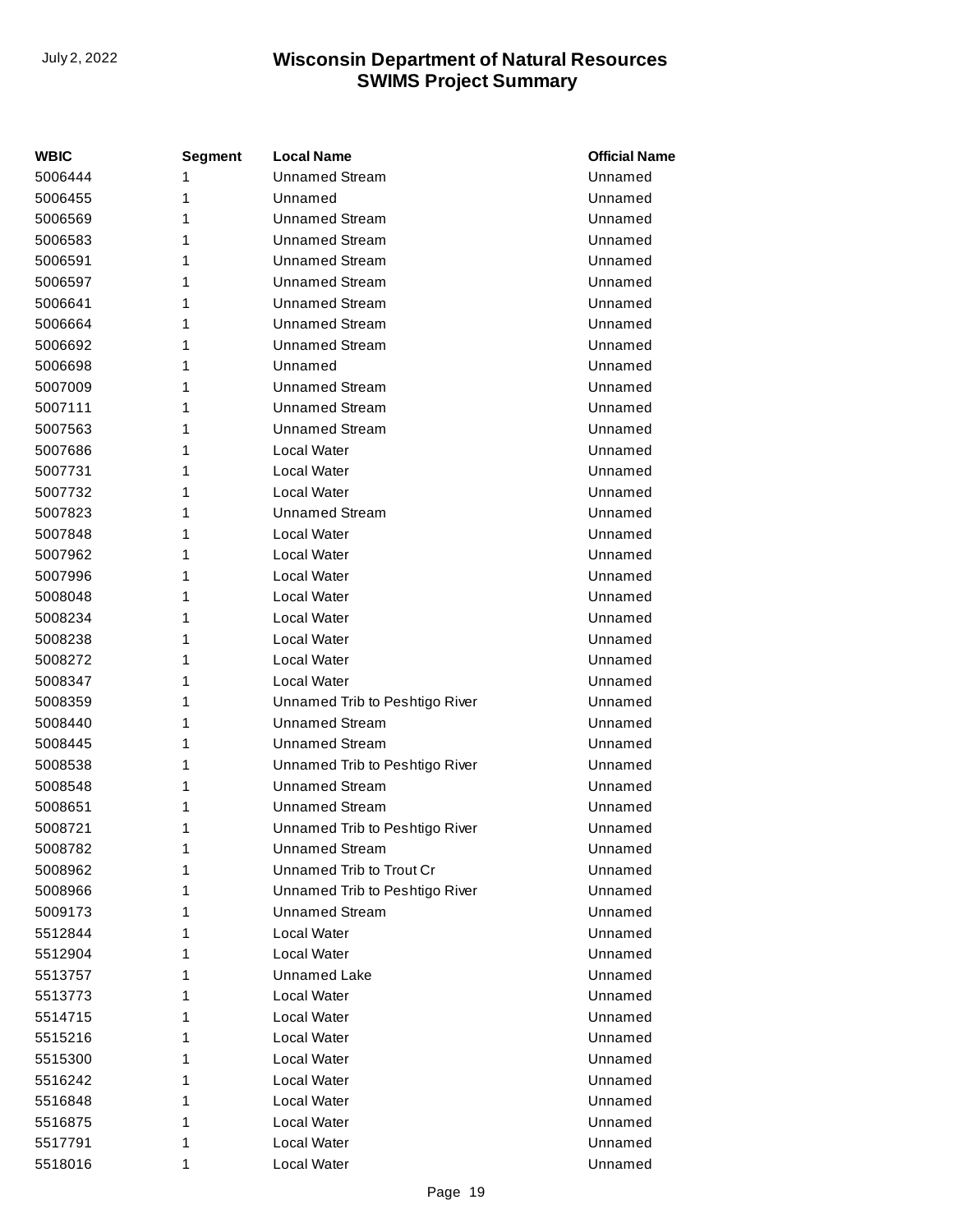| WBIC | Segment | Local Name | Official Name |
|---|---|---|---|
| 5006444 | 1 | Unnamed Stream | Unnamed |
| 5006455 | 1 | Unnamed | Unnamed |
| 5006569 | 1 | Unnamed Stream | Unnamed |
| 5006583 | 1 | Unnamed Stream | Unnamed |
| 5006591 | 1 | Unnamed Stream | Unnamed |
| 5006597 | 1 | Unnamed Stream | Unnamed |
| 5006641 | 1 | Unnamed Stream | Unnamed |
| 5006664 | 1 | Unnamed Stream | Unnamed |
| 5006692 | 1 | Unnamed Stream | Unnamed |
| 5006698 | 1 | Unnamed | Unnamed |
| 5007009 | 1 | Unnamed Stream | Unnamed |
| 5007111 | 1 | Unnamed Stream | Unnamed |
| 5007563 | 1 | Unnamed Stream | Unnamed |
| 5007686 | 1 | Local Water | Unnamed |
| 5007731 | 1 | Local Water | Unnamed |
| 5007732 | 1 | Local Water | Unnamed |
| 5007823 | 1 | Unnamed Stream | Unnamed |
| 5007848 | 1 | Local Water | Unnamed |
| 5007962 | 1 | Local Water | Unnamed |
| 5007996 | 1 | Local Water | Unnamed |
| 5008048 | 1 | Local Water | Unnamed |
| 5008234 | 1 | Local Water | Unnamed |
| 5008238 | 1 | Local Water | Unnamed |
| 5008272 | 1 | Local Water | Unnamed |
| 5008347 | 1 | Local Water | Unnamed |
| 5008359 | 1 | Unnamed Trib to Peshtigo River | Unnamed |
| 5008440 | 1 | Unnamed Stream | Unnamed |
| 5008445 | 1 | Unnamed Stream | Unnamed |
| 5008538 | 1 | Unnamed Trib to Peshtigo River | Unnamed |
| 5008548 | 1 | Unnamed Stream | Unnamed |
| 5008651 | 1 | Unnamed Stream | Unnamed |
| 5008721 | 1 | Unnamed Trib to Peshtigo River | Unnamed |
| 5008782 | 1 | Unnamed Stream | Unnamed |
| 5008962 | 1 | Unnamed Trib to Trout Cr | Unnamed |
| 5008966 | 1 | Unnamed Trib to Peshtigo River | Unnamed |
| 5009173 | 1 | Unnamed Stream | Unnamed |
| 5512844 | 1 | Local Water | Unnamed |
| 5512904 | 1 | Local Water | Unnamed |
| 5513757 | 1 | Unnamed Lake | Unnamed |
| 5513773 | 1 | Local Water | Unnamed |
| 5514715 | 1 | Local Water | Unnamed |
| 5515216 | 1 | Local Water | Unnamed |
| 5515300 | 1 | Local Water | Unnamed |
| 5516242 | 1 | Local Water | Unnamed |
| 5516848 | 1 | Local Water | Unnamed |
| 5516875 | 1 | Local Water | Unnamed |
| 5517791 | 1 | Local Water | Unnamed |
| 5518016 | 1 | Local Water | Unnamed |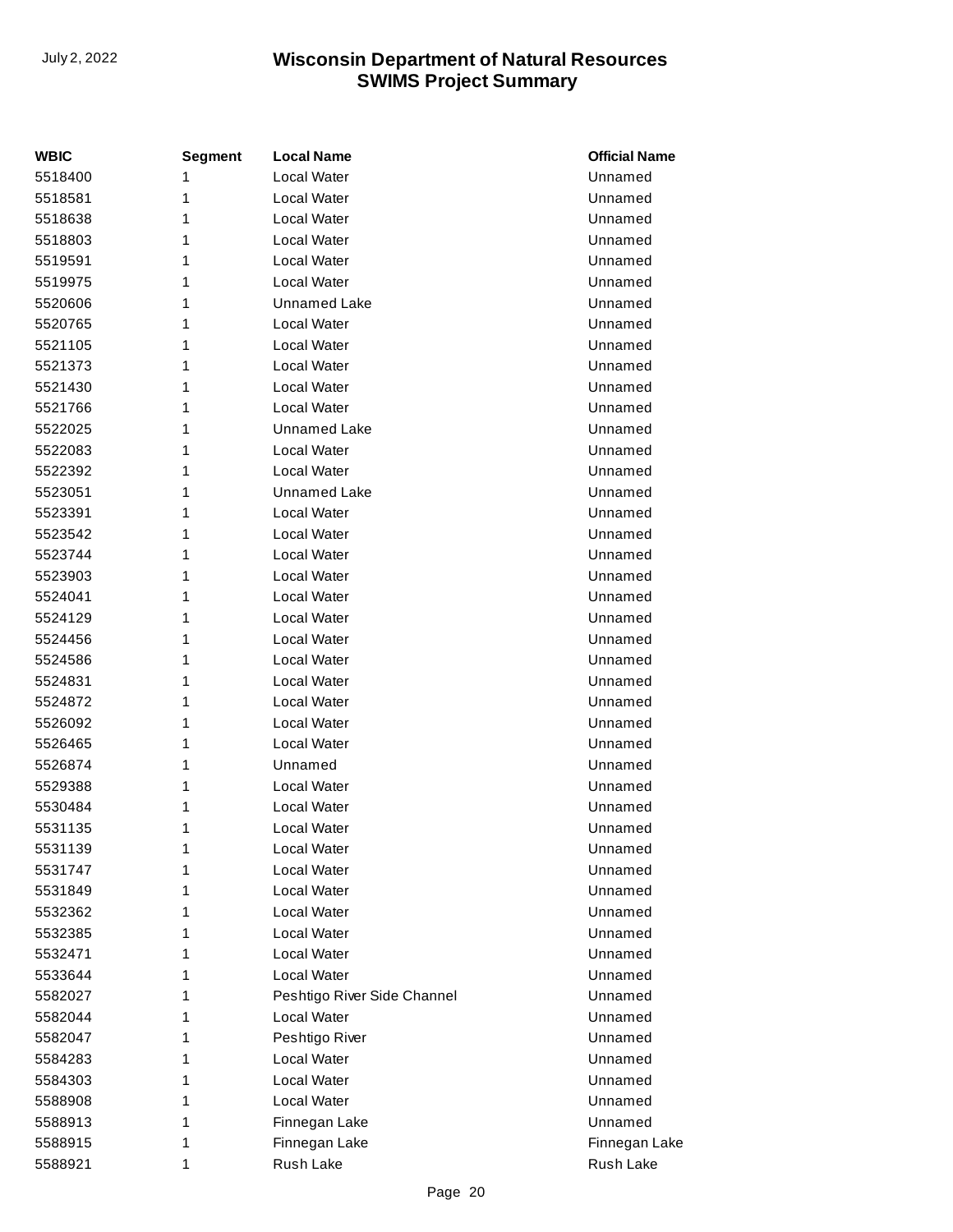| WBIC | Segment | Local Name | Official Name |
| --- | --- | --- | --- |
| 5518400 | 1 | Local Water | Unnamed |
| 5518581 | 1 | Local Water | Unnamed |
| 5518638 | 1 | Local Water | Unnamed |
| 5518803 | 1 | Local Water | Unnamed |
| 5519591 | 1 | Local Water | Unnamed |
| 5519975 | 1 | Local Water | Unnamed |
| 5520606 | 1 | Unnamed Lake | Unnamed |
| 5520765 | 1 | Local Water | Unnamed |
| 5521105 | 1 | Local Water | Unnamed |
| 5521373 | 1 | Local Water | Unnamed |
| 5521430 | 1 | Local Water | Unnamed |
| 5521766 | 1 | Local Water | Unnamed |
| 5522025 | 1 | Unnamed Lake | Unnamed |
| 5522083 | 1 | Local Water | Unnamed |
| 5522392 | 1 | Local Water | Unnamed |
| 5523051 | 1 | Unnamed Lake | Unnamed |
| 5523391 | 1 | Local Water | Unnamed |
| 5523542 | 1 | Local Water | Unnamed |
| 5523744 | 1 | Local Water | Unnamed |
| 5523903 | 1 | Local Water | Unnamed |
| 5524041 | 1 | Local Water | Unnamed |
| 5524129 | 1 | Local Water | Unnamed |
| 5524456 | 1 | Local Water | Unnamed |
| 5524586 | 1 | Local Water | Unnamed |
| 5524831 | 1 | Local Water | Unnamed |
| 5524872 | 1 | Local Water | Unnamed |
| 5526092 | 1 | Local Water | Unnamed |
| 5526465 | 1 | Local Water | Unnamed |
| 5526874 | 1 | Unnamed | Unnamed |
| 5529388 | 1 | Local Water | Unnamed |
| 5530484 | 1 | Local Water | Unnamed |
| 5531135 | 1 | Local Water | Unnamed |
| 5531139 | 1 | Local Water | Unnamed |
| 5531747 | 1 | Local Water | Unnamed |
| 5531849 | 1 | Local Water | Unnamed |
| 5532362 | 1 | Local Water | Unnamed |
| 5532385 | 1 | Local Water | Unnamed |
| 5532471 | 1 | Local Water | Unnamed |
| 5533644 | 1 | Local Water | Unnamed |
| 5582027 | 1 | Peshtigo River Side Channel | Unnamed |
| 5582044 | 1 | Local Water | Unnamed |
| 5582047 | 1 | Peshtigo River | Unnamed |
| 5584283 | 1 | Local Water | Unnamed |
| 5584303 | 1 | Local Water | Unnamed |
| 5588908 | 1 | Local Water | Unnamed |
| 5588913 | 1 | Finnegan Lake | Unnamed |
| 5588915 | 1 | Finnegan Lake | Finnegan Lake |
| 5588921 | 1 | Rush Lake | Rush Lake |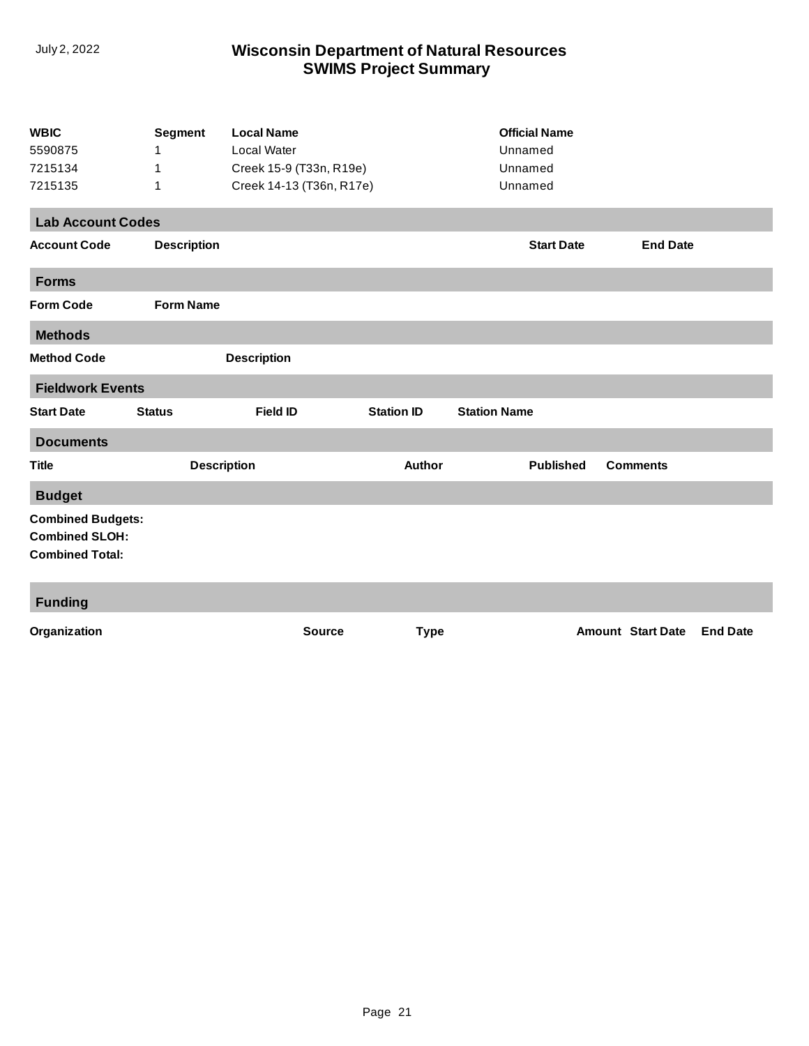| WBIC | Segment | Local Name | Official Name |
| --- | --- | --- | --- |
| 5590875 | 1 | Local Water | Unnamed |
| 7215134 | 1 | Creek 15-9 (T33n, R19e) | Unnamed |
| 7215135 | 1 | Creek 14-13 (T36n, R17e) | Unnamed |

## Lab Account Codes

| Account Code | Description | Start Date | End Date |
| --- | --- | --- | --- |

## Forms

| Form Code | Form Name |
| --- | --- |

## Methods

| Method Code | Description |
| --- | --- |

## Fieldwork Events

| Start Date | Status | Field ID | Station ID | Station Name |
| --- | --- | --- | --- | --- |

## Documents

| Title | Description | Author | Published | Comments |
| --- | --- | --- | --- | --- |

## Budget

**Combined Budgets:**

**Combined SLOH:**

**Combined Total:**

## Funding

| Organization | Source | Type | Amount | Start Date | End Date |
| --- | --- | --- | --- | --- | --- |